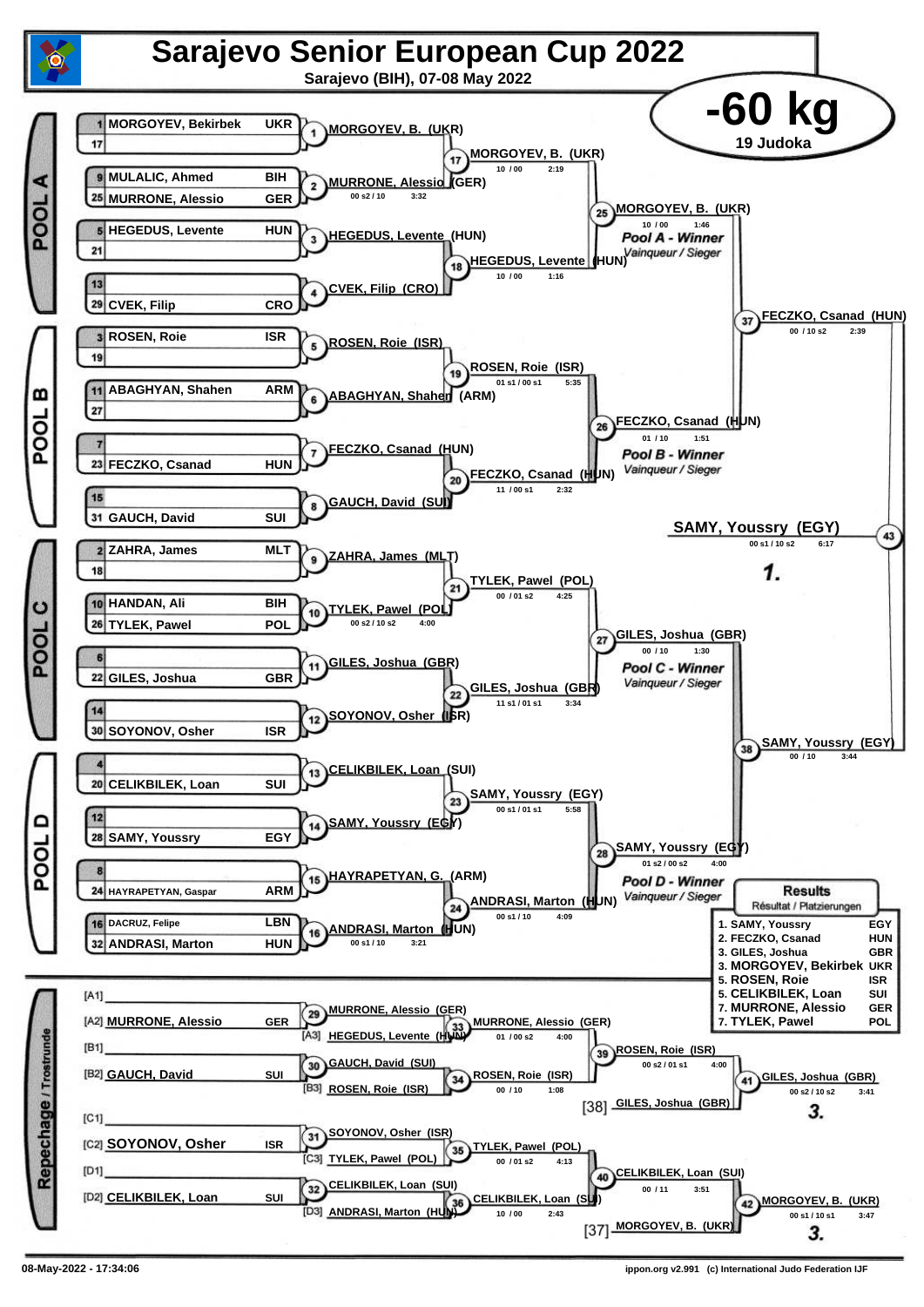# Sarajevo Senior European Cup 2022

Sarajevo (BIH), 07-08 May 2022

## -60 kg

19 Judoka

### POOL A

| Seed | Name | Country |
|---|---|---|
| 1 | MORGOYEV, Bekirbek | UKR |
| 17 | | |
| 9 | MULALIC, Ahmed | BIH |
| 25 | MURRONE, Alessio | GER |
| 5 | HEGEDUS, Levente | HUN |
| 21 | | |
| 13 | | |
| 29 | CVEK, Filip | CRO |

- (1) MORGOYEV, B. (UKR)
- (2) MURRONE, Alessio (GER) — 00 s2 / 10 — 3:32
- (3) HEGEDUS, Levente (HUN)
- (4) CVEK, Filip (CRO)
- (17) MORGOYEV, B. (UKR) — 10 / 00 — 2:19
- (18) HEGEDUS, Levente (HUN) — 10 / 00 — 1:16
- (25) MORGOYEV, B. (UKR) — 10 / 00 — 1:46 — *Pool A - Winner* / *Vainqueur / Sieger*

### POOL B

| Seed | Name | Country |
|---|---|---|
| 3 | ROSEN, Roie | ISR |
| 19 | | |
| 11 | ABAGHYAN, Shahen | ARM |
| 27 | | |
| 7 | | |
| 23 | FECZKO, Csanad | HUN |
| 15 | | |
| 31 | GAUCH, David | SUI |

- (5) ROSEN, Roie (ISR)
- (6) ABAGHYAN, Shahen (ARM)
- (7) FECZKO, Csanad (HUN)
- (8) GAUCH, David (SUI)
- (19) ROSEN, Roie (ISR) — 01 s1 / 00 s1 — 5:35
- (20) FECZKO, Csanad (HUN) — 11 / 00 s1 — 2:32
- (26) FECZKO, Csanad (HUN) — 01 / 10 — 1:51 — *Pool B - Winner* / *Vainqueur / Sieger*

(37) FECZKO, Csanad (HUN) — 00 / 10 s2 — 2:39

### POOL C

| Seed | Name | Country |
|---|---|---|
| 2 | ZAHRA, James | MLT |
| 18 | | |
| 10 | HANDAN, Ali | BIH |
| 26 | TYLEK, Pawel | POL |
| 6 | | |
| 22 | GILES, Joshua | GBR |
| 14 | | |
| 30 | SOYONOV, Osher | ISR |

- (9) ZAHRA, James (MLT)
- (10) TYLEK, Pawel (POL) — 00 s2 / 10 s2 — 4:00
- (11) GILES, Joshua (GBR)
- (12) SOYONOV, Osher (ISR)
- (21) TYLEK, Pawel (POL) — 00 / 01 s2 — 4:25
- (22) GILES, Joshua (GBR) — 11 s1 / 01 s1 — 3:34
- (27) GILES, Joshua (GBR) — 00 / 10 — 1:30 — *Pool C - Winner* / *Vainqueur / Sieger*

### POOL D

| Seed | Name | Country |
|---|---|---|
| 4 | | |
| 20 | CELIKBILEK, Loan | SUI |
| 12 | | |
| 28 | SAMY, Youssry | EGY |
| 8 | | |
| 24 | HAYRAPETYAN, Gaspar | ARM |
| 16 | DACRUZ, Felipe | LBN |
| 32 | ANDRASI, Marton | HUN |

- (13) CELIKBILEK, Loan (SUI)
- (14) SAMY, Youssry (EGY)
- (15) HAYRAPETYAN, G. (ARM)
- (16) ANDRASI, Marton (HUN) — 00 s1 / 10 — 3:21
- (23) SAMY, Youssry (EGY) — 00 s1 / 01 s1 — 5:58
- (24) ANDRASI, Marton (HUN) — 00 s1 / 10 — 4:09
- (28) SAMY, Youssry (EGY) — 01 s2 / 00 s2 — 4:00 — *Pool D - Winner* / *Vainqueur / Sieger*

(38) SAMY, Youssry (EGY) — 00 / 10 — 3:44

### Final

(43) SAMY, Youssry (EGY) — 00 s1 / 10 s2 — 6:17 — **1.**

### Repechage / Trostrunde

- [A1]
- [A2] MURRONE, Alessio GER
- (29) MURRONE, Alessio (GER)
- [A3] HEGEDUS, Levente (HUN)
- (33) MURRONE, Alessio (GER) — 01 / 00 s2 — 4:00
- [B1]
- [B2] GAUCH, David SUI
- (30) GAUCH, David (SUI)
- [B3] ROSEN, Roie (ISR)
- (34) ROSEN, Roie (ISR) — 00 / 10 — 1:08
- (39) ROSEN, Roie (ISR) — 00 s2 / 01 s1 — 4:00
- [38] GILES, Joshua (GBR)
- (41) GILES, Joshua (GBR) — 00 s2 / 10 s2 — 3:41 — **3.**
- [C1]
- [C2] SOYONOV, Osher ISR
- (31) SOYONOV, Osher (ISR)
- [C3] TYLEK, Pawel (POL)
- (35) TYLEK, Pawel (POL) — 00 / 01 s2 — 4:13
- [D1]
- [D2] CELIKBILEK, Loan SUI
- (32) CELIKBILEK, Loan (SUI)
- [D3] ANDRASI, Marton (HUN)
- (36) CELIKBILEK, Loan (SUI) — 10 / 00 — 2:43
- (40) CELIKBILEK, Loan (SUI) — 00 / 11 — 3:51
- [37] MORGOYEV, B. (UKR)
- (42) MORGOYEV, B. (UKR) — 00 s1 / 10 s1 — 3:47 — **3.**

### Results

Résultat / Platzierungen

| Place | Name | Country |
|---|---|---|
| 1. | SAMY, Youssry | EGY |
| 2. | FECZKO, Csanad | HUN |
| 3. | GILES, Joshua | GBR |
| 3. | MORGOYEV, Bekirbek | UKR |
| 5. | ROSEN, Roie | ISR |
| 5. | CELIKBILEK, Loan | SUI |
| 7. | MURRONE, Alessio | GER |
| 7. | TYLEK, Pawel | POL |

08-May-2022 - 17:34:06

ippon.org v2.991 (c) International Judo Federation IJF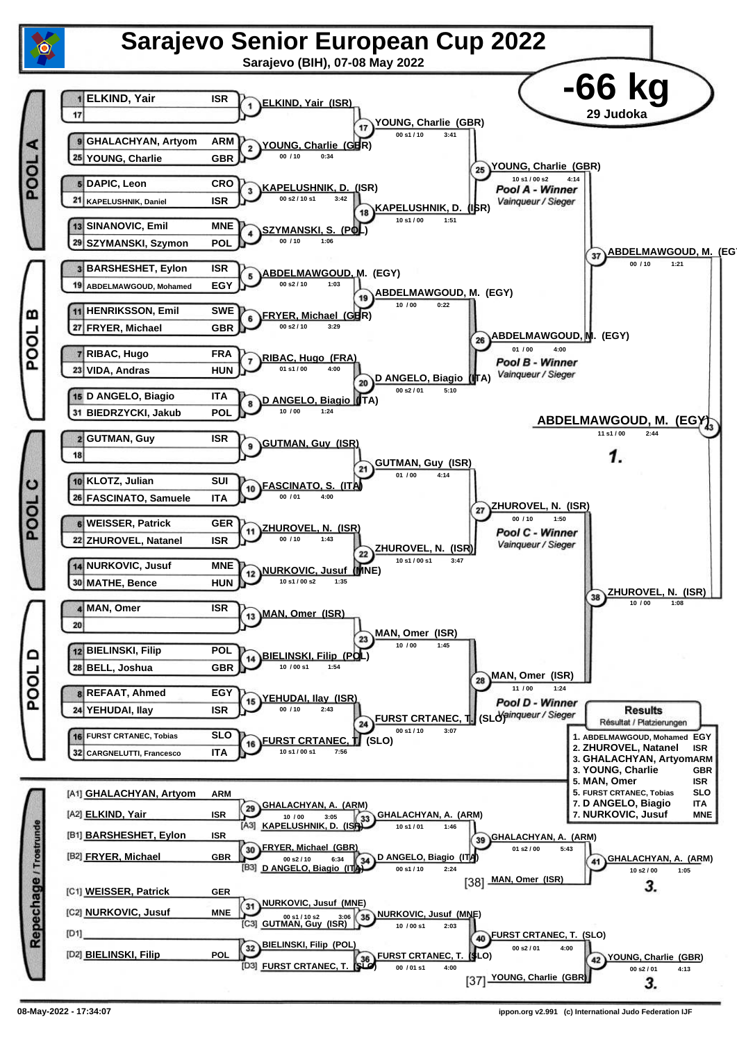# Sarajevo Senior European Cup 2022

**Sarajevo (BIH), 07-08 May 2022**

## -66 kg

**29 Judoka**

### POOL A

| Seed | Name | Nation |
|---|---|---|
| 1 | ELKIND, Yair | ISR |
| 17 | | |
| 9 | GHALACHYAN, Artyom | ARM |
| 25 | YOUNG, Charlie | GBR |
| 5 | DAPIC, Leon | CRO |
| 21 | KAPELUSHNIK, Daniel | ISR |
| 13 | SINANOVIC, Emil | MNE |
| 29 | SZYMANSKI, Szymon | POL |

| Contest | Winner | Score | Time |
|---|---|---|---|
| 1 | ELKIND, Yair (ISR) | | |
| 2 | YOUNG, Charlie (GBR) | 00 / 10 | 0:34 |
| 3 | KAPELUSHNIK, D. (ISR) | 00 s2 / 10 s1 | 3:42 |
| 4 | SZYMANSKI, S. (POL) | 00 / 10 | 1:06 |
| 17 | YOUNG, Charlie (GBR) | 00 s1 / 10 | 3:41 |
| 18 | KAPELUSHNIK, D. (ISR) | 10 s1 / 00 | 1:51 |
| 25 | YOUNG, Charlie (GBR) | 10 s1 / 00 s2 | 4:14 |

**Pool A - Winner** *Vainqueur / Sieger*: YOUNG, Charlie (GBR)

### POOL B

| Seed | Name | Nation |
|---|---|---|
| 3 | BARSHESHET, Eylon | ISR |
| 19 | ABDELMAWGOUD, Mohamed | EGY |
| 11 | HENRIKSSON, Emil | SWE |
| 27 | FRYER, Michael | GBR |
| 7 | RIBAC, Hugo | FRA |
| 23 | VIDA, Andras | HUN |
| 15 | D ANGELO, Biagio | ITA |
| 31 | BIEDRZYCKI, Jakub | POL |

| Contest | Winner | Score | Time |
|---|---|---|---|
| 5 | ABDELMAWGOUD, M. (EGY) | 00 s2 / 10 | 1:03 |
| 6 | FRYER, Michael (GBR) | 00 s2 / 10 | 3:29 |
| 7 | RIBAC, Hugo (FRA) | 01 s1 / 00 | 4:00 |
| 8 | D ANGELO, Biagio (ITA) | 10 / 00 | 1:24 |
| 19 | ABDELMAWGOUD, M. (EGY) | 10 / 00 | 0:22 |
| 20 | D ANGELO, Biagio (ITA) | 00 s2 / 01 | 5:10 |
| 26 | ABDELMAWGOUD, M. (EGY) | 01 / 00 | 4:00 |

**Pool B - Winner** *Vainqueur / Sieger*: ABDELMAWGOUD, M. (EGY)

### POOL C

| Seed | Name | Nation |
|---|---|---|
| 2 | GUTMAN, Guy | ISR |
| 18 | | |
| 10 | KLOTZ, Julian | SUI |
| 26 | FASCINATO, Samuele | ITA |
| 6 | WEISSER, Patrick | GER |
| 22 | ZHUROVEL, Natanel | ISR |
| 14 | NURKOVIC, Jusuf | MNE |
| 30 | MATHE, Bence | HUN |

| Contest | Winner | Score | Time |
|---|---|---|---|
| 9 | GUTMAN, Guy (ISR) | | |
| 10 | FASCINATO, S. (ITA) | 00 / 01 | 4:00 |
| 11 | ZHUROVEL, N. (ISR) | 00 / 10 | 1:43 |
| 12 | NURKOVIC, Jusuf (MNE) | 10 s1 / 00 s2 | 1:35 |
| 21 | GUTMAN, Guy (ISR) | 01 / 00 | 4:14 |
| 22 | ZHUROVEL, N. (ISR) | 10 s1 / 00 s1 | 3:47 |
| 27 | ZHUROVEL, N. (ISR) | 00 / 10 | 1:50 |

**Pool C - Winner** *Vainqueur / Sieger*: ZHUROVEL, N. (ISR)

### POOL D

| Seed | Name | Nation |
|---|---|---|
| 4 | MAN, Omer | ISR |
| 20 | | |
| 12 | BIELINSKI, Filip | POL |
| 28 | BELL, Joshua | GBR |
| 8 | REFAAT, Ahmed | EGY |
| 24 | YEHUDAI, Ilay | ISR |
| 16 | FURST CRTANEC, Tobias | SLO |
| 32 | CARGNELUTTI, Francesco | ITA |

| Contest | Winner | Score | Time |
|---|---|---|---|
| 13 | MAN, Omer (ISR) | | |
| 14 | BIELINSKI, Filip (POL) | 10 / 00 s1 | 1:54 |
| 15 | YEHUDAI, Ilay (ISR) | 00 / 10 | 2:43 |
| 16 | FURST CRTANEC, T. (SLO) | 10 s1 / 00 s1 | 7:56 |
| 23 | MAN, Omer (ISR) | 10 / 00 | 1:45 |
| 24 | FURST CRTANEC, T. (SLO) | 00 s1 / 10 | 3:07 |
| 28 | MAN, Omer (ISR) | 11 / 00 | 1:24 |

**Pool D - Winner** *Vainqueur / Sieger*: MAN, Omer (ISR)

### Semi-finals and Final

| Contest | Winner | Score | Time |
|---|---|---|---|
| 37 | ABDELMAWGOUD, M. (EGY) | 00 / 10 | 1:21 |
| 38 | ZHUROVEL, N. (ISR) | 10 / 00 | 1:08 |
| 43 | ABDELMAWGOUD, M. (EGY) | 11 s1 / 00 | 2:44 |

**1.** ABDELMAWGOUD, M. (EGY)

### Repechage / Trostrunde

| Position | Name | Nation |
|---|---|---|
| [A1] | GHALACHYAN, Artyom | ARM |
| [A2] | ELKIND, Yair | ISR |
| [B1] | BARSHESHET, Eylon | ISR |
| [B2] | FRYER, Michael | GBR |
| [C1] | WEISSER, Patrick | GER |
| [C2] | NURKOVIC, Jusuf | MNE |
| [D1] | | |
| [D2] | BIELINSKI, Filip | POL |

| Contest | Winner | Opponent | Score | Time |
|---|---|---|---|---|
| 29 | GHALACHYAN, A. (ARM) | | 10 / 00 | 3:05 |
| 33 | GHALACHYAN, A. (ARM) | [A3] KAPELUSHNIK, D. (ISR) | 10 s1 / 01 | 1:46 |
| 30 | FRYER, Michael (GBR) | | 00 s2 / 10 | 6:34 |
| 34 | D ANGELO, Biagio (ITA) | [B3] D ANGELO, Biagio (ITA) | 00 s1 / 10 | 2:24 |
| 39 | GHALACHYAN, A. (ARM) | | 01 s2 / 00 | 5:43 |
| 41 | GHALACHYAN, A. (ARM) | [38] MAN, Omer (ISR) | 10 s2 / 00 | 1:05 |
| 31 | NURKOVIC, Jusuf (MNE) | | 00 s1 / 10 s2 | 3:06 |
| 35 | NURKOVIC, Jusuf (MNE) | [C3] GUTMAN, Guy (ISR) | 10 / 00 s1 | 2:03 |
| 32 | BIELINSKI, Filip (POL) | | | |
| 36 | FURST CRTANEC, T. (SLO) | [D3] FURST CRTANEC, T. (SLO) | 00 / 01 s1 | 4:00 |
| 40 | FURST CRTANEC, T. (SLO) | | 00 s2 / 01 | 4:00 |
| 42 | YOUNG, Charlie (GBR) | [37] YOUNG, Charlie (GBR) | 00 s2 / 01 | 4:13 |

**3.** GHALACHYAN, A. (ARM)

**3.** YOUNG, Charlie (GBR)

### Results
*Résultat / Platzierungen*

| Place | Name | Nation |
|---|---|---|
| 1. | ABDELMAWGOUD, Mohamed | EGY |
| 2. | ZHUROVEL, Natanel | ISR |
| 3. | GHALACHYAN, Artyom | ARM |
| 3. | YOUNG, Charlie | GBR |
| 5. | MAN, Omer | ISR |
| 5. | FURST CRTANEC, Tobias | SLO |
| 7. | D ANGELO, Biagio | ITA |
| 7. | NURKOVIC, Jusuf | MNE |

08-May-2022 - 17:34:07

ippon.org v2.991 (c) International Judo Federation IJF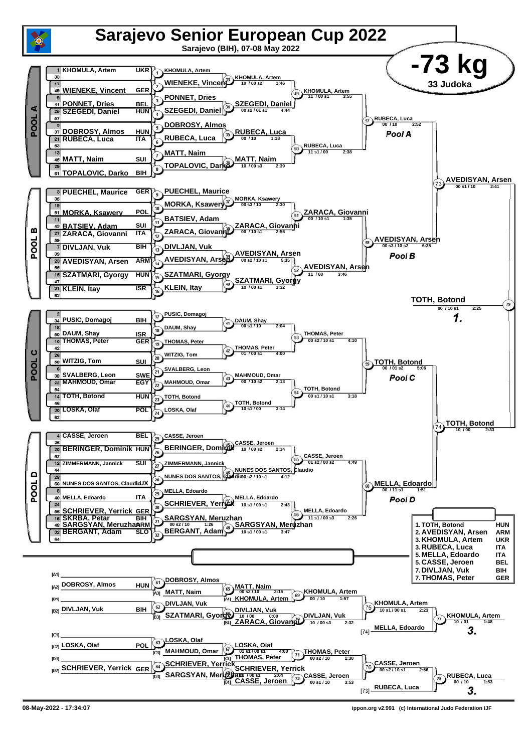# Sarajevo Senior European Cup 2022

Sarajevo (BIH), 07-08 May 2022

## -73 kg

33 Judoka

### POOL A

| Pos | Name | Nation |
|---|---|---|
| 1 | KHOMULA, Artem | UKR |
| 49 | WIENEKE, Vincent | GER |
| 41 | PONNET, Dries | BEL |
| 25 | SZEGEDI, Daniel | HUN |
| 37 | DOBROSY, Almos | HUN |
| 21 | RUBECA, Luca | ITA |
| 45 | MATT, Naim | SUI |
| 61 | TOPALOVIC, Darko | BIH |

| Match | Winner | Score | Time |
|---|---|---|---|
| 1 | KHOMULA, Artem | | |
| 2 | WIENEKE, Vincent | | |
| 3 | PONNET, Dries | | |
| 4 | SZEGEDI, Daniel | | |
| 5 | DOBROSY, Almos | | |
| 6 | RUBECA, Luca | | |
| 7 | MATT, Naim | | |
| 8 | TOPALOVIC, Darko | | |
| 33 | KHOMULA, Artem | 10 / 00 s2 | 1:46 |
| 34 | SZEGEDI, Daniel | 00 s2 / 01 s1 | 4:44 |
| 35 | RUBECA, Luca | 00 / 10 | 1:18 |
| 36 | MATT, Naim | 10 / 00 s3 | 2:39 |
| 49 | KHOMULA, Artem | 11 / 00 s1 | 3:55 |
| 50 | RUBECA, Luca | 11 s1 / 00 | 2:38 |
| 57 | RUBECA, Luca | 00 / 10 | 2:52 |

Pool A

### POOL B

| Pos | Name | Nation |
|---|---|---|
| 3 | PUECHEL, Maurice | GER |
| 51 | MORKA, Ksawery | POL |
| 43 | BATSIEV, Adam | SUI |
| 27 | ZARACA, Giovanni | ITA |
| 7 | DIVLJAN, Vuk | BIH |
| 23 | AVEDISYAN, Arsen | ARM |
| 15 | SZATMARI, Gyorgy | HUN |
| 31 | KLEIN, Itay | ISR |

| Match | Winner | Score | Time |
|---|---|---|---|
| 9 | PUECHEL, Maurice | | |
| 10 | MORKA, Ksawery | | |
| 11 | BATSIEV, Adam | | |
| 12 | ZARACA, Giovanni | | |
| 13 | DIVLJAN, Vuk | | |
| 14 | AVEDISYAN, Arsen | | |
| 15 | SZATMARI, Gyorgy | | |
| 16 | KLEIN, Itay | | |
| 37 | MORKA, Ksawery | 00 s3 / 10 | 2:30 |
| 38 | ZARACA, Giovanni | 00 / 10 s1 | 2:55 |
| 39 | AVEDISYAN, Arsen | 00 s2 / 10 s1 | 5:35 |
| 40 | SZATMARI, Gyorgy | 10 / 00 s1 | 1:32 |
| 51 | ZARACA, Giovanni | 00 / 10 s1 | 1:35 |
| 52 | AVEDISYAN, Arsen | 11 / 00 | 3:46 |
| 58 | AVEDISYAN, Arsen | 00 s3 / 10 s2 | 6:35 |

Pool B

| Match | Winner | Score | Time |
|---|---|---|---|
| 73 | AVEDISYAN, Arsen | 00 s1 / 10 | 2:41 |

### POOL C

| Pos | Name | Nation |
|---|---|---|
| 34 | PUSIC, Domagoj | BIH |
| 50 | DAUM, Shay | ISR |
| 10 | THOMAS, Peter | GER |
| 58 | WITZIG, Tom | SUI |
| 38 | SVALBERG, Leon | SWE |
| 22 | MAHMOUD, Omar | EGY |
| 14 | TOTH, Botond | HUN |
| 30 | LOSKA, Olaf | POL |

| Match | Winner | Score | Time |
|---|---|---|---|
| 17 | PUSIC, Domagoj | | |
| 18 | DAUM, Shay | | |
| 19 | THOMAS, Peter | | |
| 20 | WITZIG, Tom | | |
| 21 | SVALBERG, Leon | | |
| 22 | MAHMOUD, Omar | | |
| 23 | TOTH, Botond | | |
| 24 | LOSKA, Olaf | | |
| 41 | DAUM, Shay | 00 s1 / 10 | 2:04 |
| 42 | THOMAS, Peter | 01 / 00 s1 | 4:00 |
| 43 | MAHMOUD, Omar | 00 / 10 s2 | 2:13 |
| 44 | TOTH, Botond | 10 s1 / 00 | 3:14 |
| 53 | THOMAS, Peter | 00 s2 / 10 s1 | 4:10 |
| 54 | TOTH, Botond | 00 s1 / 10 s1 | 3:18 |
| 59 | TOTH, Botond | 00 / 01 s2 | 5:06 |

Pool C

### POOL D

| Pos | Name | Nation |
|---|---|---|
| 4 | CASSE, Jeroen | BEL |
| 20 | BERINGER, Dominik | HUN |
| 12 | ZIMMERMANN, Jannick | SUI |
| 60 | NUNES DOS SANTOS, Claudio | LUX |
| 40 | MELLA, Edoardo | ITA |
| 56 | SCHRIEVER, Yerrick | GER |
| 16 | SKRBA, Petar | BIH |
| 48 | SARGSYAN, Meruzhan | ARM |
| 32 | BERGANT, Adam | SLO |

| Match | Winner | Score | Time |
|---|---|---|---|
| 25 | CASSE, Jeroen | | |
| 26 | BERINGER, Dominik | | |
| 27 | ZIMMERMANN, Jannick | | |
| 28 | NUNES DOS SANTOS, Claudio | | |
| 29 | MELLA, Edoardo | | |
| 30 | SCHRIEVER, Yerrick | | |
| 31 | SARGSYAN, Meruzhan | 00 s2 / 10 | 1:26 |
| 32 | BERGANT, Adam | | |
| 45 | CASSE, Jeroen | 10 / 00 s2 | 2:14 |
| 46 | NUNES DOS SANTOS, Claudio | 00 s2 / 10 s1 | 4:12 |
| 47 | MELLA, Edoardo | 10 s1 / 00 s1 | 2:43 |
| 48 | SARGSYAN, Meruzhan | 10 s1 / 00 s1 | 3:47 |
| 55 | CASSE, Jeroen | 01 s2 / 00 s2 | 4:49 |
| 56 | MELLA, Edoardo | 11 s1 / 00 s3 | 2:26 |
| 60 | MELLA, Edoardo | 00 / 11 s1 | 1:51 |

Pool D

| Match | Winner | Score | Time |
|---|---|---|---|
| 74 | TOTH, Botond | 10 / 00 | 2:33 |

### Final

| Match | Winner | Score | Time |
|---|---|---|---|
| 79 | TOTH, Botond | 00 / 10 s1 | 2:25 |

1.

### Repechage

| Match | Competitors | Winner | Score | Time |
|---|---|---|---|---|
| 61 | [A1] — / [A2] DOBROSY, Almos (HUN) | DOBROSY, Almos | | |
| 65 | DOBROSY, Almos / [A3] MATT, Naim | MATT, Naim | 00 s2 / 10 | 2:15 |
| 69 | MATT, Naim / [A4] KHOMULA, Artem | KHOMULA, Artem | 00 / 10 | 1:57 |
| 62 | [B1] — / [B2] DIVLJAN, Vuk (BIH) | DIVLJAN, Vuk | | |
| 66 | DIVLJAN, Vuk / [B3] SZATMARI, Gyorgy | DIVLJAN, Vuk | 10 / 00 | 0:00 |
| 70 | DIVLJAN, Vuk / [B4] ZARACA, Giovanni | DIVLJAN, Vuk | 10 / 00 s3 | 2:32 |
| 75 | KHOMULA, Artem / DIVLJAN, Vuk | KHOMULA, Artem | 10 s1 / 00 s1 | 2:23 |
| 77 | KHOMULA, Artem / [74] MELLA, Edoardo | KHOMULA, Artem | 10 / 01 | 1:48 |
| 63 | [C1] — / [C2] LOSKA, Olaf (POL) | LOSKA, Olaf | | |
| 67 | LOSKA, Olaf / [C3] MAHMOUD, Omar | LOSKA, Olaf | 01 s1 / 00 s1 | 4:00 |
| 71 | LOSKA, Olaf / [C4] THOMAS, Peter | THOMAS, Peter | 00 s2 / 10 | 1:30 |
| 64 | [D1] — / [D2] SCHRIEVER, Yerrick (GER) | SCHRIEVER, Yerrick | | |
| 68 | SCHRIEVER, Yerrick / [D3] SARGSYAN, Meruzhan | SCHRIEVER, Yerrick | 10 / 00 s1 | 2:04 |
| 72 | SCHRIEVER, Yerrick / [D4] CASSE, Jeroen | CASSE, Jeroen | 00 s1 / 10 | 3:53 |
| 76 | THOMAS, Peter / CASSE, Jeroen | CASSE, Jeroen | 00 s2 / 10 s1 | 2:56 |
| 78 | CASSE, Jeroen / [73] RUBECA, Luca | RUBECA, Luca | 00 / 10 | 1:53 |

3. KHOMULA, Artem

3. RUBECA, Luca

### Final Results

| Rank | Name | Nation |
|---|---|---|
| 1. | TOTH, Botond | HUN |
| 2. | AVEDISYAN, Arsen | ARM |
| 3. | KHOMULA, Artem | UKR |
| 3. | RUBECA, Luca | ITA |
| 5. | MELLA, Edoardo | ITA |
| 5. | CASSE, Jeroen | BEL |
| 7. | DIVLJAN, Vuk | BIH |
| 7. | THOMAS, Peter | GER |

08-May-2022 - 17:34:07

ippon.org v2.991 (c) International Judo Federation IJF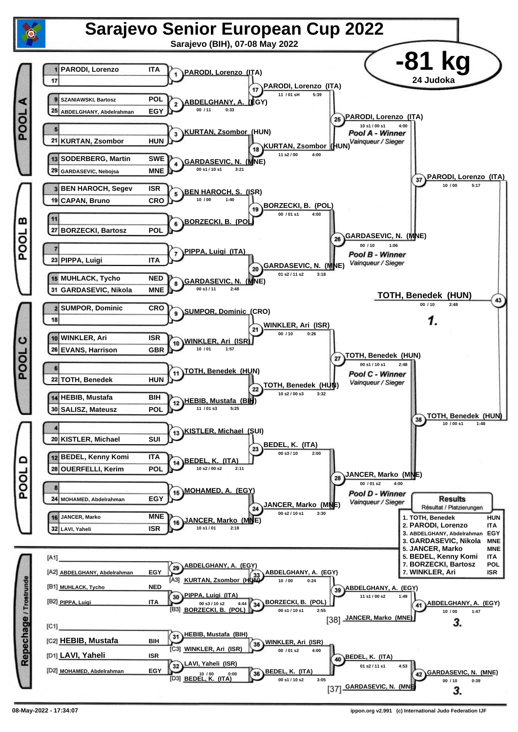# Sarajevo Senior European Cup 2022

**Sarajevo (BIH), 07-08 May 2022**

## -81 kg

**24 Judoka**

### POOL A

| Seed | Name | Country |
|---|---|---|
| 1 | PARODI, Lorenzo | ITA |
| 17 | | |
| 9 | SZANIAWSKI, Bartosz | POL |
| 25 | ABDELGHANY, Abdelrahman | EGY |
| 5 | | |
| 21 | KURTAN, Zsombor | HUN |
| 13 | SODERBERG, Martin | SWE |
| 29 | GARDASEVIC, Nebojsa | MNE |

- 1: PARODI, Lorenzo (ITA)
- 2: ABDELGHANY, A. (EGY) — 00 / 11 — 0:33
- 3: KURTAN, Zsombor (HUN)
- 4: GARDASEVIC, N. (MNE) — 00 s1 / 10 s1 — 3:21
- 17: PARODI, Lorenzo (ITA) — 11 / 01 sH — 5:39
- 18: KURTAN, Zsombor (HUN) — 11 s2 / 00 — 4:00
- 25: PARODI, Lorenzo (ITA) — 10 s1 / 00 s1 — 4:00 — *Pool A - Winner* / *Vainqueur / Sieger*

### POOL B

| Seed | Name | Country |
|---|---|---|
| 3 | BEN HAROCH, Segev | ISR |
| 19 | CAPAN, Bruno | CRO |
| 11 | | |
| 27 | BORZECKI, Bartosz | POL |
| 7 | | |
| 23 | PIPPA, Luigi | ITA |
| 15 | MUHLACK, Tycho | NED |
| 31 | GARDASEVIC, Nikola | MNE |

- 5: BEN HAROCH, S. (ISR) — 10 / 00 — 1:40
- 6: BORZECKI, B. (POL)
- 7: PIPPA, Luigi (ITA)
- 8: GARDASEVIC, N. (MNE) — 00 s1 / 11 — 2:48
- 19: BORZECKI, B. (POL) — 00 / 01 s1 — 4:00
- 20: GARDASEVIC, N. (MNE) — 01 s2 / 11 s2 — 3:18
- 26: GARDASEVIC, N. (MNE) — 00 / 10 — 1:06 — *Pool B - Winner* / *Vainqueur / Sieger*

### POOL C

| Seed | Name | Country |
|---|---|---|
| 2 | SUMPOR, Dominic | CRO |
| 18 | | |
| 10 | WINKLER, Ari | ISR |
| 26 | EVANS, Harrison | GBR |
| 6 | | |
| 22 | TOTH, Benedek | HUN |
| 14 | HEBIB, Mustafa | BIH |
| 30 | SALISZ, Mateusz | POL |

- 9: SUMPOR, Dominic (CRO)
- 10: WINKLER, Ari (ISR) — 10 / 01 — 1:57
- 11: TOTH, Benedek (HUN)
- 12: HEBIB, Mustafa (BIH) — 11 / 01 s3 — 5:25
- 21: WINKLER, Ari (ISR) — 00 / 10 — 0:26
- 22: TOTH, Benedek (HUN) — 10 s2 / 00 s3 — 3:32
- 27: TOTH, Benedek (HUN) — 00 s1 / 10 s1 — 2:48 — *Pool C - Winner* / *Vainqueur / Sieger*

### POOL D

| Seed | Name | Country |
|---|---|---|
| 4 | | |
| 20 | KISTLER, Michael | SUI |
| 12 | BEDEL, Kenny Komi | ITA |
| 28 | OUERFELLI, Kerim | POL |
| 8 | | |
| 24 | MOHAMED, Abdelrahman | EGY |
| 16 | JANCER, Marko | MNE |
| 32 | LAVI, Yaheli | ISR |

- 13: KISTLER, Michael (SUI)
- 14: BEDEL, K. (ITA) — 10 s2 / 00 s2 — 2:11
- 15: MOHAMED, A. (EGY)
- 16: JANCER, Marko (MNE) — 10 s1 / 01 — 2:18
- 23: BEDEL, K. (ITA) — 00 s3 / 10 — 2:00
- 24: JANCER, Marko (MNE) — 00 s2 / 10 s1 — 3:30
- 28: JANCER, Marko (MNE) — 00 / 01 s2 — 4:00 — *Pool D - Winner* / *Vainqueur / Sieger*

### Semi-finals and Final

- 37: PARODI, Lorenzo (ITA) — 10 / 00 — 5:17
- 38: TOTH, Benedek (HUN) — 10 / 00 s1 — 1:48
- 43: TOTH, Benedek (HUN) — 00 / 10 — 2:48 — **1.**

### Repechage / Trostrunde

- [A1]
- [A2] ABDELGHANY, Abdelrahman — EGY
- [B1] MUHLACK, Tycho — NED
- [B2] PIPPA, Luigi — ITA
- [C1]
- [C2] HEBIB, Mustafa — BIH
- [D1] LAVI, Yaheli — ISR
- [D2] MOHAMED, Abdelrahman — EGY

- 29: ABDELGHANY, A. (EGY)
- 30: PIPPA, Luigi (ITA) — 00 s3 / 10 s2 — 4:44
- 31: HEBIB, Mustafa (BIH)
- 32: LAVI, Yaheli (ISR) — 10 / 00 — 0:00
- 33: ABDELGHANY, A. (EGY) vs [A3] KURTAN, Zsombor (HUN) — 10 / 00 — 0:24
- 34: BORZECKI, B. (POL) vs [B3] BORZECKI, B. (POL) — 00 s1 / 10 s1 — 2:55
- 35: WINKLER, Ari (ISR) vs [C3] WINKLER, Ari (ISR) — 00 / 01 s2 — 4:00
- 36: BEDEL, K. (ITA) vs [D3] BEDEL, K. (ITA) — 00 s1 / 10 s2 — 3:05
- 39: ABDELGHANY, A. (EGY) — 11 s1 / 00 s2 — 1:49
- 40: BEDEL, K. (ITA) — 01 s2 / 11 s1 — 4:53
- 41: ABDELGHANY, A. (EGY) vs [38] JANCER, Marko (MNE) — 10 / 00 — 1:47 — **3.**
- 42: GARDASEVIC, N. (MNE) vs [37] GARDASEVIC, N. (MNE) — 00 / 10 — 0:39 — **3.**

### Results

Résultat / Platzierungen

| Place | Name | Country |
|---|---|---|
| 1. | TOTH, Benedek | HUN |
| 2. | PARODI, Lorenzo | ITA |
| 3. | ABDELGHANY, Abdelrahman | EGY |
| 3. | GARDASEVIC, Nikola | MNE |
| 5. | JANCER, Marko | MNE |
| 5. | BEDEL, Kenny Komi | ITA |
| 7. | BORZECKI, Bartosz | POL |
| 7. | WINKLER, Ari | ISR |

08-May-2022 - 17:34:07 — ippon.org v2.991 (c) International Judo Federation IJF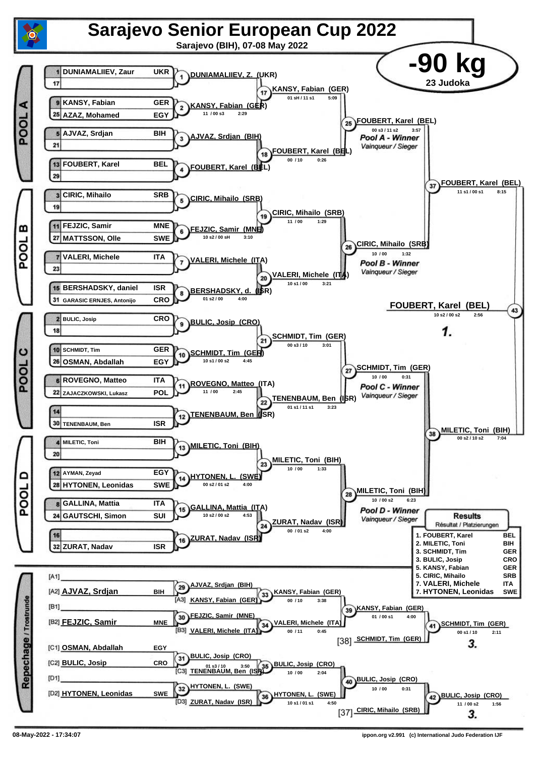# Sarajevo Senior European Cup 2022

**Sarajevo (BIH), 07-08 May 2022**

## -90 kg

**23 Judoka**

### POOL A

| Seed | Name | Country |
|---|---|---|
| 1 | DUNIAMALIIEV, Zaur | UKR |
| 17 | | |
| 9 | KANSY, Fabian | GER |
| 25 | AZAZ, Mohamed | EGY |
| 5 | AJVAZ, Srdjan | BIH |
| 21 | | |
| 13 | FOUBERT, Karel | BEL |
| 29 | | |

- (1) DUNIAMALIIEV, Z. (UKR)
- (2) KANSY, Fabian (GER) — 11 / 00 s3 — 2:29
- (3) AJVAZ, Srdjan (BIH)
- (4) FOUBERT, Karel (BEL)
- (17) KANSY, Fabian (GER) — 01 sH / 11 s1 — 5:09
- (18) FOUBERT, Karel (BEL) — 00 / 10 — 0:26
- (25) FOUBERT, Karel (BEL) — 00 s3 / 11 s2 — 3:57 — *Pool A - Winner / Vainqueur / Sieger*

### POOL B

| Seed | Name | Country |
|---|---|---|
| 3 | CIRIC, Mihailo | SRB |
| 19 | | |
| 11 | FEJZIC, Samir | MNE |
| 27 | MATTSSON, Olle | SWE |
| 7 | VALERI, Michele | ITA |
| 23 | | |
| 15 | BERSHADSKY, daniel | ISR |
| 31 | GARASIC ERNJES, Antonijo | CRO |

- (5) CIRIC, Mihailo (SRB)
- (6) FEJZIC, Samir (MNE) — 10 s2 / 00 sH — 3:10
- (7) VALERI, Michele (ITA)
- (8) BERSHADSKY, d. (ISR) — 01 s2 / 00 — 4:00
- (19) CIRIC, Mihailo (SRB) — 11 / 00 — 1:29
- (20) VALERI, Michele (ITA) — 10 s1 / 00 — 3:21
- (26) CIRIC, Mihailo (SRB) — 10 / 00 — 1:32 — *Pool B - Winner / Vainqueur / Sieger*

### POOL C

| Seed | Name | Country |
|---|---|---|
| 2 | BULIC, Josip | CRO |
| 18 | | |
| 10 | SCHMIDT, Tim | GER |
| 26 | OSMAN, Abdallah | EGY |
| 6 | ROVEGNO, Matteo | ITA |
| 22 | ZAJACZKOWSKI, Lukasz | POL |
| 14 | | |
| 30 | TENENBAUM, Ben | ISR |

- (9) BULIC, Josip (CRO)
- (10) SCHMIDT, Tim (GER) — 10 s1 / 00 s2 — 4:45
- (11) ROVEGNO, Matteo (ITA) — 11 / 00 — 2:45
- (12) TENENBAUM, Ben (ISR)
- (21) SCHMIDT, Tim (GER) — 00 s3 / 10 — 3:01
- (22) TENENBAUM, Ben (ISR) — 01 s1 / 11 s1 — 3:23
- (27) SCHMIDT, Tim (GER) — 10 / 00 — 0:31 — *Pool C - Winner / Vainqueur / Sieger*

### POOL D

| Seed | Name | Country |
|---|---|---|
| 4 | MILETIC, Toni | BIH |
| 20 | | |
| 12 | AYMAN, Zeyad | EGY |
| 28 | HYTONEN, Leonidas | SWE |
| 8 | GALLINA, Mattia | ITA |
| 24 | GAUTSCHI, Simon | SUI |
| 16 | | |
| 32 | ZURAT, Nadav | ISR |

- (13) MILETIC, Toni (BIH)
- (14) HYTONEN, L. (SWE) — 00 s2 / 01 s2 — 4:00
- (15) GALLINA, Mattia (ITA) — 10 s2 / 00 s2 — 4:53
- (16) ZURAT, Nadav (ISR)
- (23) MILETIC, Toni (BIH) — 10 / 00 — 1:33
- (24) ZURAT, Nadav (ISR) — 00 / 01 s2 — 4:00
- (28) MILETIC, Toni (BIH) — 10 / 00 s2 — 6:23 — *Pool D - Winner / Vainqueur / Sieger*

### Semi-finals and Final

- (37) FOUBERT, Karel (BEL) — 11 s1 / 00 s1 — 8:15
- (38) MILETIC, Toni (BIH) — 00 s2 / 10 s2 — 7:04
- (43) **FOUBERT, Karel (BEL)** — 10 s2 / 00 s2 — 2:56 — **1.**

### Repechage / Trostrunde

| Slot | Name | Country |
|---|---|---|
| [A1] | | |
| [A2] | AJVAZ, Srdjan | BIH |
| [B1] | | |
| [B2] | FEJZIC, Samir | MNE |
| [C1] | OSMAN, Abdallah | EGY |
| [C2] | BULIC, Josip | CRO |
| [D1] | | |
| [D2] | HYTONEN, Leonidas | SWE |

- (29) AJVAZ, Srdjan (BIH)
- (33) [A3] KANSY, Fabian (GER) vs AJVAZ → KANSY, Fabian (GER) — 00 / 10 — 3:38
- (30) FEJZIC, Samir (MNE)
- (34) [B3] VALERI, Michele (ITA) vs FEJZIC → VALERI, Michele (ITA) — 00 / 11 — 0:45
- (39) KANSY, Fabian (GER) — 01 / 00 s1 — 4:00
- (41) [38] SCHMIDT, Tim (GER) vs KANSY → SCHMIDT, Tim (GER) — 00 s1 / 10 — 2:11 — **3.**
- (31) BULIC, Josip (CRO) — 01 s3 / 10 — 3:50
- (35) [C3] TENENBAUM, Ben (ISR) vs BULIC → BULIC, Josip (CRO) — 10 / 00 — 2:04
- (32) HYTONEN, L. (SWE)
- (36) [D3] ZURAT, Nadav (ISR) vs HYTONEN → HYTONEN, L. (SWE) — 10 s1 / 01 s1 — 4:50
- (40) BULIC, Josip (CRO) — 10 / 00 — 0:31
- (42) [37] CIRIC, Mihailo (SRB) vs BULIC → BULIC, Josip (CRO) — 11 / 00 s2 — 1:56 — **3.**

### Results / Résultat / Platzierungen

| Place | Name | Country |
|---|---|---|
| 1. | FOUBERT, Karel | BEL |
| 2. | MILETIC, Toni | BIH |
| 3. | SCHMIDT, Tim | GER |
| 3. | BULIC, Josip | CRO |
| 5. | KANSY, Fabian | GER |
| 5. | CIRIC, Mihailo | SRB |
| 7. | VALERI, Michele | ITA |
| 7. | HYTONEN, Leonidas | SWE |

08-May-2022 - 17:34:07 — ippon.org v2.991 (c) International Judo Federation IJF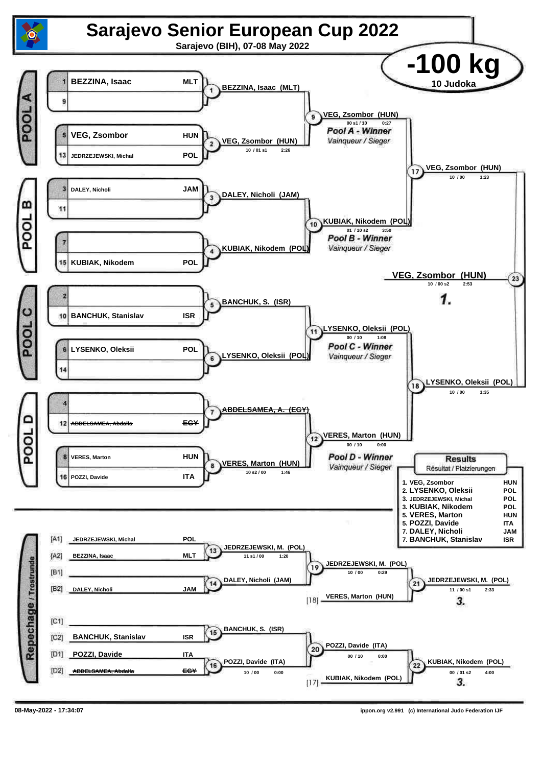# Sarajevo Senior European Cup 2022

Sarajevo (BIH), 07-08 May 2022

## -100 kg

10 Judoka

### POOL A

| Seed | Name | Nation |
|---|---|---|
| 1 | BEZZINA, Isaac | MLT |
| 9 | | |
| 5 | VEG, Zsombor | HUN |
| 13 | JEDRZEJEWSKI, Michal | POL |

- Contest 1: BEZZINA, Isaac (MLT)
- Contest 2: VEG, Zsombor (HUN) — 10 / 01 s1 — 2:26
- Contest 9: VEG, Zsombor (HUN) — 00 s1 / 10 — 0:27

**Pool A - Winner** *Vainqueur / Sieger*

### POOL B

| Seed | Name | Nation |
|---|---|---|
| 3 | DALEY, Nicholi | JAM |
| 11 | | |
| 7 | | |
| 15 | KUBIAK, Nikodem | POL |

- Contest 3: DALEY, Nicholi (JAM)
- Contest 4: KUBIAK, Nikodem (POL)
- Contest 10: KUBIAK, Nikodem (POL) — 01 / 10 s2 — 3:50

**Pool B - Winner** *Vainqueur / Sieger*

- Contest 17: VEG, Zsombor (HUN) — 10 / 00 — 1:23

### POOL C

| Seed | Name | Nation |
|---|---|---|
| 2 | | |
| 10 | BANCHUK, Stanislav | ISR |
| 6 | LYSENKO, Oleksii | POL |
| 14 | | |

- Contest 5: BANCHUK, S. (ISR)
- Contest 6: LYSENKO, Oleksii (POL)
- Contest 11: LYSENKO, Oleksii (POL) — 00 / 10 — 1:08

**Pool C - Winner** *Vainqueur / Sieger*

### POOL D

| Seed | Name | Nation |
|---|---|---|
| 4 | | |
| 12 | ~~ABDELSAMEA, Abdalla~~ | ~~EGY~~ |
| 8 | VERES, Marton | HUN |
| 16 | POZZI, Davide | ITA |

- Contest 7: ~~ABDELSAMEA, A. (EGY)~~
- Contest 8: VERES, Marton (HUN) — 10 s2 / 00 — 1:46
- Contest 12: VERES, Marton (HUN) — 00 / 10 — 0:00

**Pool D - Winner** *Vainqueur / Sieger*

- Contest 18: LYSENKO, Oleksii (POL) — 10 / 00 — 1:35

### Final

- Contest 23: **VEG, Zsombor (HUN)** — 10 / 00 s2 — 2:53 — **1.**

### Repechage / Trostrunde

| Position | Name | Nation |
|---|---|---|
| [A1] | JEDRZEJEWSKI, Michal | POL |
| [A2] | BEZZINA, Isaac | MLT |
| [B1] | | |
| [B2] | DALEY, Nicholi | JAM |
| [C1] | | |
| [C2] | BANCHUK, Stanislav | ISR |
| [D1] | POZZI, Davide | ITA |
| [D2] | ~~ABDELSAMEA, Abdalla~~ | ~~EGY~~ |

- Contest 13: JEDRZEJEWSKI, M. (POL) — 11 s1 / 00 — 1:20
- Contest 14: DALEY, Nicholi (JAM)
- Contest 19: JEDRZEJEWSKI, M. (POL) — 10 / 00 — 0:29
- [18] VERES, Marton (HUN)
- Contest 21: JEDRZEJEWSKI, M. (POL) — 11 / 00 s1 — 2:33 — **3.**
- Contest 15: BANCHUK, S. (ISR)
- Contest 16: POZZI, Davide (ITA) — 10 / 00 — 0:00
- Contest 20: POZZI, Davide (ITA) — 00 / 10 — 0:00
- [17] KUBIAK, Nikodem (POL)
- Contest 22: KUBIAK, Nikodem (POL) — 00 / 01 s2 — 4:00 — **3.**

### Results

Résultat / Platzierungen

| Rank | Name | Nation |
|---|---|---|
| 1. | VEG, Zsombor | HUN |
| 2. | LYSENKO, Oleksii | POL |
| 3. | JEDRZEJEWSKI, Michal | POL |
| 3. | KUBIAK, Nikodem | POL |
| 5. | VERES, Marton | HUN |
| 5. | POZZI, Davide | ITA |
| 7. | DALEY, Nicholi | JAM |
| 7. | BANCHUK, Stanislav | ISR |

08-May-2022 - 17:34:07 ippon.org v2.991 (c) International Judo Federation IJF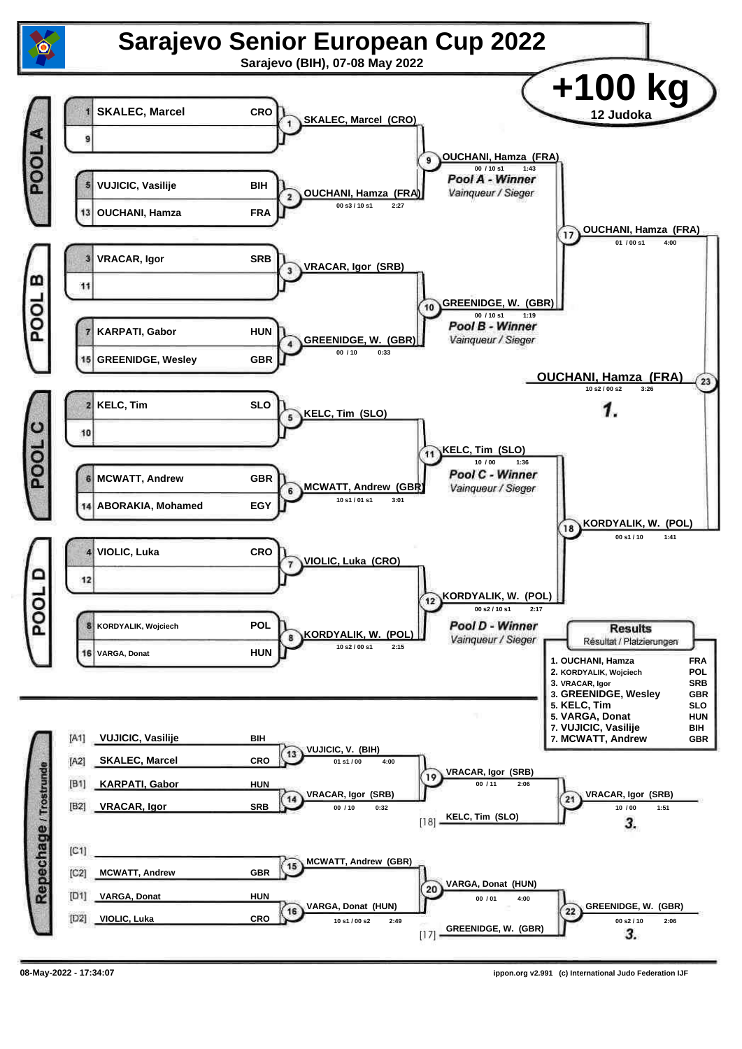# Sarajevo Senior European Cup 2022

**Sarajevo (BIH), 07-08 May 2022**

## +100 kg

12 Judoka

### POOL A

| Seed | Name | Nation |
|---|---|---|
| 1 | SKALEC, Marcel | CRO |
| 9 | | |
| 5 | VUJICIC, Vasilije | BIH |
| 13 | OUCHANI, Hamza | FRA |

- Contest 1: SKALEC, Marcel (CRO)
- Contest 2: OUCHANI, Hamza (FRA) — 00 s3 / 10 s1 — 2:27
- Contest 9: OUCHANI, Hamza (FRA) — 00 / 10 s1 — 1:43

**Pool A - Winner** *Vainqueur / Sieger*

### POOL B

| Seed | Name | Nation |
|---|---|---|
| 3 | VRACAR, Igor | SRB |
| 11 | | |
| 7 | KARPATI, Gabor | HUN |
| 15 | GREENIDGE, Wesley | GBR |

- Contest 3: VRACAR, Igor (SRB)
- Contest 4: GREENIDGE, W. (GBR) — 00 / 10 — 0:33
- Contest 10: GREENIDGE, W. (GBR) — 00 / 10 s1 — 1:19

**Pool B - Winner** *Vainqueur / Sieger*

- Contest 17: OUCHANI, Hamza (FRA) — 01 / 00 s1 — 4:00

### POOL C

| Seed | Name | Nation |
|---|---|---|
| 2 | KELC, Tim | SLO |
| 10 | | |
| 6 | MCWATT, Andrew | GBR |
| 14 | ABORAKIA, Mohamed | EGY |

- Contest 5: KELC, Tim (SLO)
- Contest 6: MCWATT, Andrew (GBR) — 10 s1 / 01 s1 — 3:01
- Contest 11: KELC, Tim (SLO) — 10 / 00 — 1:36

**Pool C - Winner** *Vainqueur / Sieger*

### POOL D

| Seed | Name | Nation |
|---|---|---|
| 4 | VIOLIC, Luka | CRO |
| 12 | | |
| 8 | KORDYALIK, Wojciech | POL |
| 16 | VARGA, Donat | HUN |

- Contest 7: VIOLIC, Luka (CRO)
- Contest 8: KORDYALIK, W. (POL) — 10 s2 / 00 s1 — 2:15
- Contest 12: KORDYALIK, W. (POL) — 00 s2 / 10 s1 — 2:17

**Pool D - Winner** *Vainqueur / Sieger*

- Contest 18: KORDYALIK, W. (POL) — 00 s1 / 10 — 1:41

### Final

- Contest 23: **OUCHANI, Hamza (FRA)** — 10 s2 / 00 s2 — 3:26 — **1.**

### Repechage / Trostrunde

| Pos | Name | Nation |
|---|---|---|
| [A1] | VUJICIC, Vasilije | BIH |
| [A2] | SKALEC, Marcel | CRO |
| [B1] | KARPATI, Gabor | HUN |
| [B2] | VRACAR, Igor | SRB |
| [C1] | | |
| [C2] | MCWATT, Andrew | GBR |
| [D1] | VARGA, Donat | HUN |
| [D2] | VIOLIC, Luka | CRO |

- Contest 13: VUJICIC, V. (BIH) — 01 s1 / 00 — 4:00
- Contest 14: VRACAR, Igor (SRB) — 00 / 10 — 0:32
- Contest 19: VRACAR, Igor (SRB) — 00 / 11 — 2:06
- Contest 21: VRACAR, Igor (SRB) vs [18] KELC, Tim (SLO) — 10 / 00 — 1:51 — **3.**
- Contest 15: MCWATT, Andrew (GBR)
- Contest 16: VARGA, Donat (HUN) — 10 s1 / 00 s2 — 2:49
- Contest 20: VARGA, Donat (HUN) — 00 / 01 — 4:00
- Contest 22: GREENIDGE, W. (GBR) vs [17] GREENIDGE, W. (GBR) — 00 s2 / 10 — 2:06 — **3.**

### Results

*Résultat / Platzierungen*

| Place | Name | Nation |
|---|---|---|
| 1. | OUCHANI, Hamza | FRA |
| 2. | KORDYALIK, Wojciech | POL |
| 3. | VRACAR, Igor | SRB |
| 3. | GREENIDGE, Wesley | GBR |
| 5. | KELC, Tim | SLO |
| 5. | VARGA, Donat | HUN |
| 7. | VUJICIC, Vasilije | BIH |
| 7. | MCWATT, Andrew | GBR |

08-May-2022 - 17:34:07 — ippon.org v2.991 (c) International Judo Federation IJF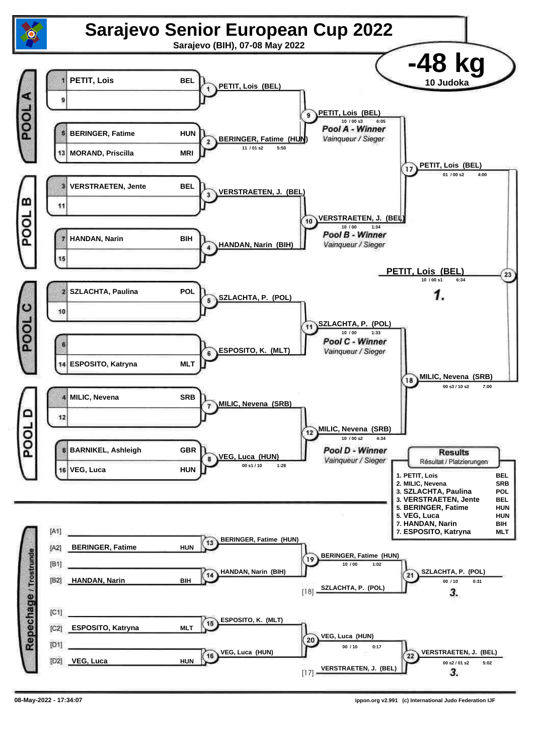# Sarajevo Senior European Cup 2022

Sarajevo (BIH), 07-08 May 2022

## -48 kg

10 Judoka

### POOL A

| Seed | Name | Country |
|---|---|---|
| 1 | PETIT, Lois | BEL |
| 9 | | |
| 5 | BERINGER, Fatime | HUN |
| 13 | MORAND, Priscilla | MRI |

- Contest 1: PETIT, Lois (BEL)
- Contest 2: BERINGER, Fatime (HUN) — 11 / 01 s2 — 5:50
- Contest 9: PETIT, Lois (BEL) — 10 / 00 s3 — 6:05

*Pool A - Winner*
*Vainqueur / Sieger*

### POOL B

| Seed | Name | Country |
|---|---|---|
| 3 | VERSTRAETEN, Jente | BEL |
| 11 | | |
| 7 | HANDAN, Narin | BIH |
| 15 | | |

- Contest 3: VERSTRAETEN, J. (BEL)
- Contest 4: HANDAN, Narin (BIH)
- Contest 10: VERSTRAETEN, J. (BEL) — 10 / 00 — 1:34

*Pool B - Winner*
*Vainqueur / Sieger*

### POOL C

| Seed | Name | Country |
|---|---|---|
| 2 | SZLACHTA, Paulina | POL |
| 10 | | |
| 6 | | |
| 14 | ESPOSITO, Katryna | MLT |

- Contest 5: SZLACHTA, P. (POL)
- Contest 6: ESPOSITO, K. (MLT)
- Contest 11: SZLACHTA, P. (POL) — 10 / 00 — 1:33

*Pool C - Winner*
*Vainqueur / Sieger*

### POOL D

| Seed | Name | Country |
|---|---|---|
| 4 | MILIC, Nevena | SRB |
| 12 | | |
| 8 | BARNIKEL, Ashleigh | GBR |
| 16 | VEG, Luca | HUN |

- Contest 7: MILIC, Nevena (SRB)
- Contest 8: VEG, Luca (HUN) — 00 s1 / 10 — 1:28
- Contest 12: MILIC, Nevena (SRB) — 10 / 00 s2 — 4:34

*Pool D - Winner*
*Vainqueur / Sieger*

### Semi-finals and Final

- Contest 17: PETIT, Lois (BEL) — 01 / 00 s2 — 4:00
- Contest 18: MILIC, Nevena (SRB) — 00 s3 / 10 s2 — 7:00
- Contest 23: PETIT, Lois (BEL) — 10 / 00 s1 — 6:34 — **1.**

### Repechage / Trostrunde

- [A1] —
- [A2] BERINGER, Fatime — HUN
- [B1] —
- [B2] HANDAN, Narin — BIH
- Contest 13: BERINGER, Fatime (HUN)
- Contest 14: HANDAN, Narin (BIH)
- Contest 19: BERINGER, Fatime (HUN) — 10 / 00 — 1:02
- [18] SZLACHTA, P. (POL)
- Contest 21: SZLACHTA, P. (POL) — 00 / 10 — 0:31 — **3.**

- [C1] —
- [C2] ESPOSITO, Katryna — MLT
- [D1] —
- [D2] VEG, Luca — HUN
- Contest 15: ESPOSITO, K. (MLT)
- Contest 16: VEG, Luca (HUN)
- Contest 20: VEG, Luca (HUN) — 00 / 10 — 0:17
- [17] VERSTRAETEN, J. (BEL)
- Contest 22: VERSTRAETEN, J. (BEL) — 00 s2 / 01 s2 — 5:02 — **3.**

### Results

Résultat / Platzierungen

| Place | Name | Country |
|---|---|---|
| 1. | PETIT, Lois | BEL |
| 2. | MILIC, Nevena | SRB |
| 3. | SZLACHTA, Paulina | POL |
| 3. | VERSTRAETEN, Jente | BEL |
| 5. | BERINGER, Fatime | HUN |
| 5. | VEG, Luca | HUN |
| 7. | HANDAN, Narin | BIH |
| 7. | ESPOSITO, Katryna | MLT |

08-May-2022 - 17:34:07

ippon.org v2.991 (c) International Judo Federation IJF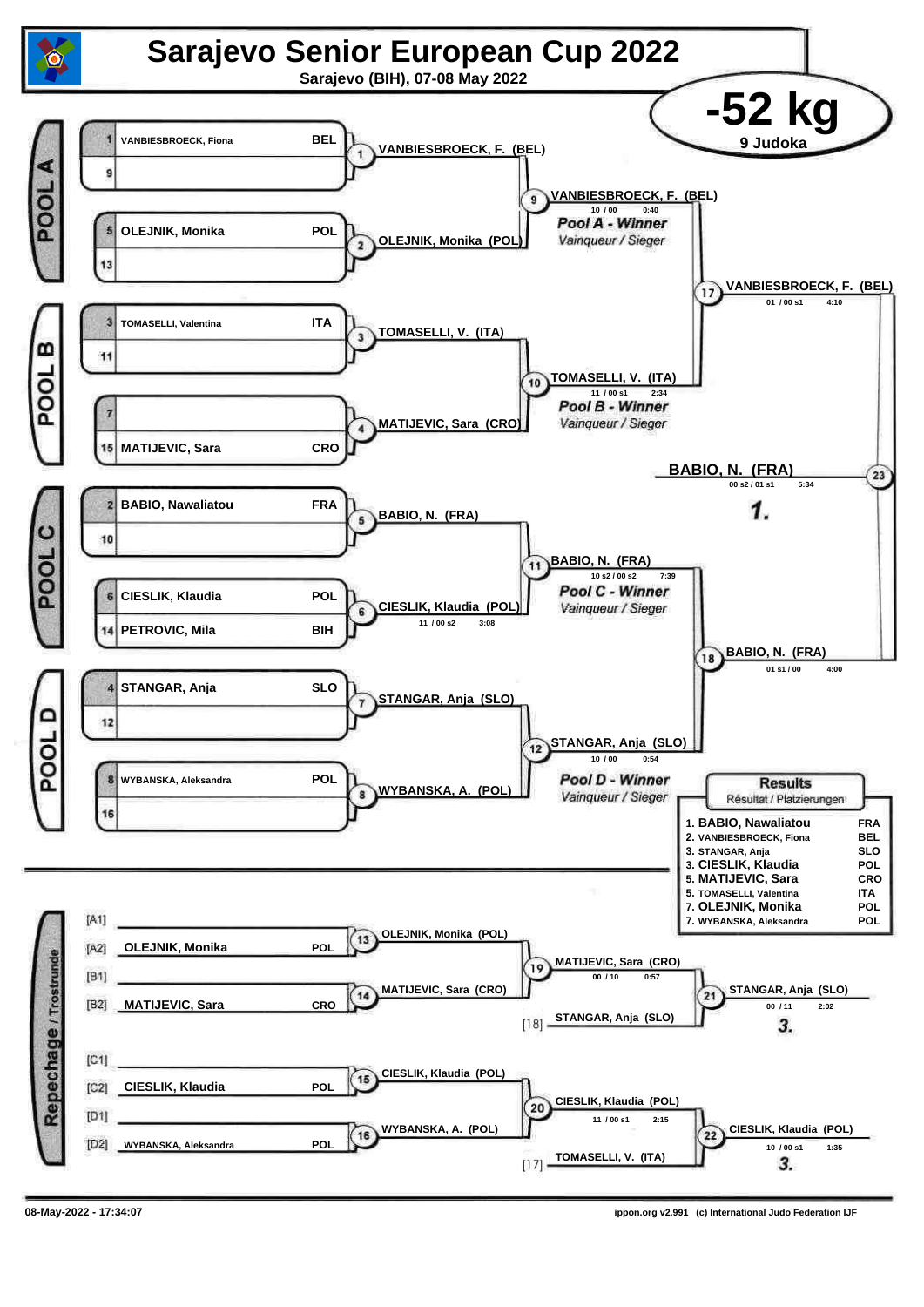# Sarajevo Senior European Cup 2022

Sarajevo (BIH), 07-08 May 2022

## -52 kg

9 Judoka

### POOL A

| Seed | Name | Nation |
|---|---|---|
| 1 | VANBIESBROECK, Fiona | BEL |
| 9 | | |
| 5 | OLEJNIK, Monika | POL |
| 13 | | |

- (1) VANBIESBROECK, F. (BEL)
- (2) OLEJNIK, Monika (POL)
- (9) VANBIESBROECK, F. (BEL) — 10 / 00 — 0:40

**Pool A - Winner** *Vainqueur / Sieger*

### POOL B

| Seed | Name | Nation |
|---|---|---|
| 3 | TOMASELLI, Valentina | ITA |
| 11 | | |
| 7 | | |
| 15 | MATIJEVIC, Sara | CRO |

- (3) TOMASELLI, V. (ITA)
- (4) MATIJEVIC, Sara (CRO)
- (10) TOMASELLI, V. (ITA) — 11 / 00 s1 — 2:34

**Pool B - Winner** *Vainqueur / Sieger*

- (17) VANBIESBROECK, F. (BEL) — 01 / 00 s1 — 4:10

### POOL C

| Seed | Name | Nation |
|---|---|---|
| 2 | BABIO, Nawaliatou | FRA |
| 10 | | |
| 6 | CIESLIK, Klaudia | POL |
| 14 | PETROVIC, Mila | BIH |

- (5) BABIO, N. (FRA)
- (6) CIESLIK, Klaudia (POL) — 11 / 00 s2 — 3:08
- (11) BABIO, N. (FRA) — 10 s2 / 00 s2 — 7:39

**Pool C - Winner** *Vainqueur / Sieger*

### POOL D

| Seed | Name | Nation |
|---|---|---|
| 4 | STANGAR, Anja | SLO |
| 12 | | |
| 8 | WYBANSKA, Aleksandra | POL |
| 16 | | |

- (7) STANGAR, Anja (SLO)
- (8) WYBANSKA, A. (POL)
- (12) STANGAR, Anja (SLO) — 10 / 00 — 0:54

**Pool D - Winner** *Vainqueur / Sieger*

- (18) BABIO, N. (FRA) — 01 s1 / 00 — 4:00

### Final

- (23) BABIO, N. (FRA) — 00 s2 / 01 s1 — 5:34 — **1.**

### Repechage / Trostrunde

- [A1]
- [A2] OLEJNIK, Monika — POL
- [B1]
- [B2] MATIJEVIC, Sara — CRO
- (13) OLEJNIK, Monika (POL)
- (14) MATIJEVIC, Sara (CRO)
- (19) MATIJEVIC, Sara (CRO) — 00 / 10 — 0:57
- [18] STANGAR, Anja (SLO)
- (21) STANGAR, Anja (SLO) — 00 / 11 — 2:02 — **3.**

- [C1]
- [C2] CIESLIK, Klaudia — POL
- [D1]
- [D2] WYBANSKA, Aleksandra — POL
- (15) CIESLIK, Klaudia (POL)
- (16) WYBANSKA, A. (POL)
- (20) CIESLIK, Klaudia (POL) — 11 / 00 s1 — 2:15
- [17] TOMASELLI, V. (ITA)
- (22) CIESLIK, Klaudia (POL) — 10 / 00 s1 — 1:35 — **3.**

### Results

Résultat / Platzierungen

| Place | Name | Nation |
|---|---|---|
| 1. | BABIO, Nawaliatou | FRA |
| 2. | VANBIESBROECK, Fiona | BEL |
| 3. | STANGAR, Anja | SLO |
| 3. | CIESLIK, Klaudia | POL |
| 5. | MATIJEVIC, Sara | CRO |
| 5. | TOMASELLI, Valentina | ITA |
| 7. | OLEJNIK, Monika | POL |
| 7. | WYBANSKA, Aleksandra | POL |

08-May-2022 - 17:34:07 — ippon.org v2.991 (c) International Judo Federation IJF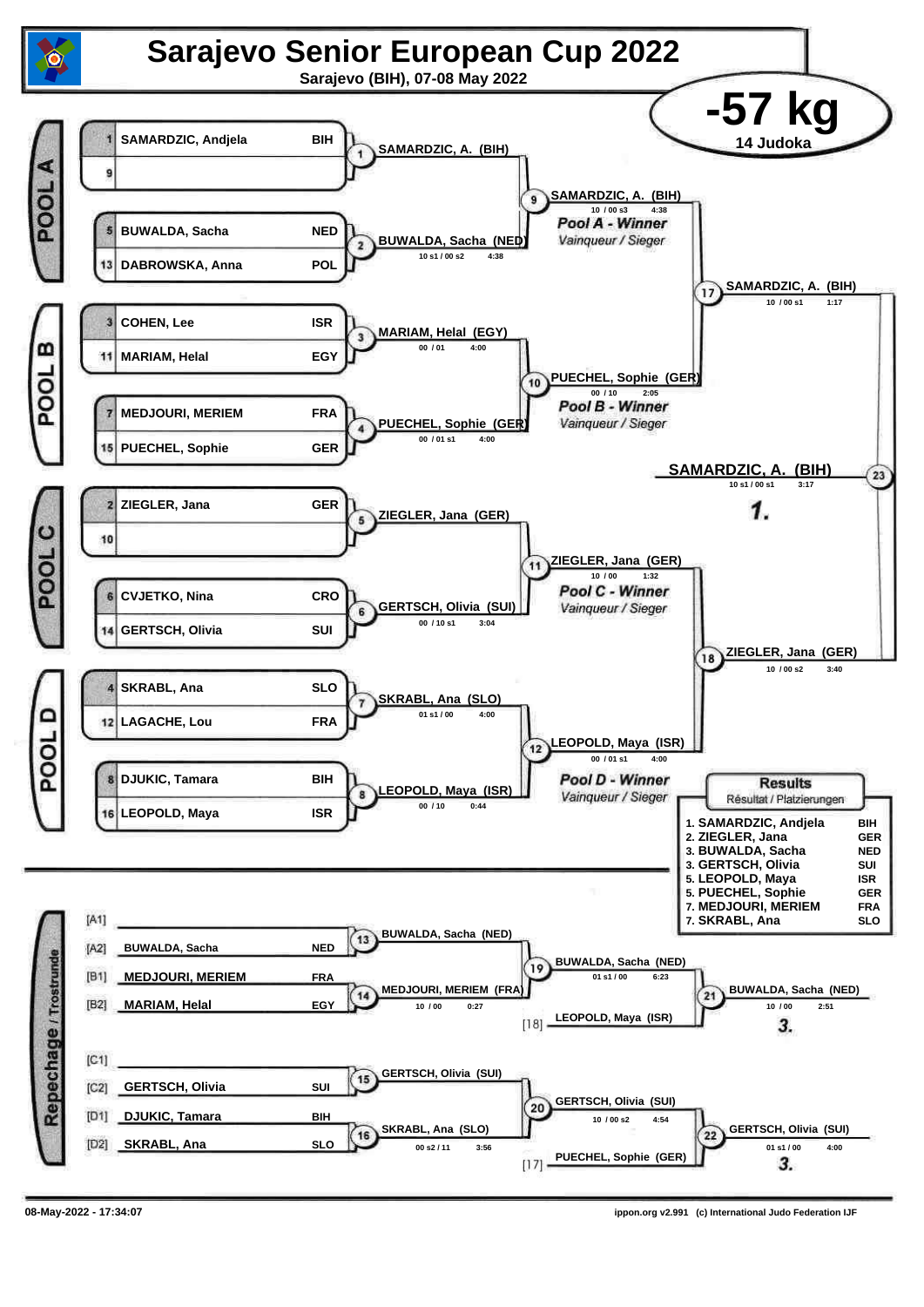# Sarajevo Senior European Cup 2022

**Sarajevo (BIH), 07-08 May 2022**

## -57 kg

14 Judoka

### POOL A

| Seed | Name | Nation |
|---|---|---|
| 1 | SAMARDZIC, Andjela | BIH |
| 9 | | |
| 5 | BUWALDA, Sacha | NED |
| 13 | DABROWSKA, Anna | POL |

- Contest 1: SAMARDZIC, A. (BIH)
- Contest 2: BUWALDA, Sacha (NED) — 10 s1 / 00 s2 — 4:38
- Contest 9: SAMARDZIC, A. (BIH) — 10 / 00 s3 — 4:38

*Pool A - Winner* — *Vainqueur / Sieger*

### POOL B

| Seed | Name | Nation |
|---|---|---|
| 3 | COHEN, Lee | ISR |
| 11 | MARIAM, Helal | EGY |
| 7 | MEDJOURI, MERIEM | FRA |
| 15 | PUECHEL, Sophie | GER |

- Contest 3: MARIAM, Helal (EGY) — 00 / 01 — 4:00
- Contest 4: PUECHEL, Sophie (GER) — 00 / 01 s1 — 4:00
- Contest 10: PUECHEL, Sophie (GER) — 00 / 10 — 2:05

*Pool B - Winner* — *Vainqueur / Sieger*

- Contest 17: SAMARDZIC, A. (BIH) — 10 / 00 s1 — 1:17

### POOL C

| Seed | Name | Nation |
|---|---|---|
| 2 | ZIEGLER, Jana | GER |
| 10 | | |
| 6 | CVJETKO, Nina | CRO |
| 14 | GERTSCH, Olivia | SUI |

- Contest 5: ZIEGLER, Jana (GER)
- Contest 6: GERTSCH, Olivia (SUI) — 00 / 10 s1 — 3:04
- Contest 11: ZIEGLER, Jana (GER) — 10 / 00 — 1:32

*Pool C - Winner* — *Vainqueur / Sieger*

### POOL D

| Seed | Name | Nation |
|---|---|---|
| 4 | SKRABL, Ana | SLO |
| 12 | LAGACHE, Lou | FRA |
| 8 | DJUKIC, Tamara | BIH |
| 16 | LEOPOLD, Maya | ISR |

- Contest 7: SKRABL, Ana (SLO) — 01 s1 / 00 — 4:00
- Contest 8: LEOPOLD, Maya (ISR) — 00 / 10 — 0:44
- Contest 12: LEOPOLD, Maya (ISR) — 00 / 01 s1 — 4:00

*Pool D - Winner* — *Vainqueur / Sieger*

- Contest 18: ZIEGLER, Jana (GER) — 10 / 00 s2 — 3:40

### Final

- Contest 23: **SAMARDZIC, A. (BIH)** — 10 s1 / 00 s1 — 3:17 — **1.**

### Repechage / Trostrunde

| | Name | Nation |
|---|---|---|
| [A1] | | |
| [A2] | BUWALDA, Sacha | NED |
| [B1] | MEDJOURI, MERIEM | FRA |
| [B2] | MARIAM, Helal | EGY |
| [C1] | | |
| [C2] | GERTSCH, Olivia | SUI |
| [D1] | DJUKIC, Tamara | BIH |
| [D2] | SKRABL, Ana | SLO |

- Contest 13: BUWALDA, Sacha (NED)
- Contest 14: MEDJOURI, MERIEM (FRA) — 10 / 00 — 0:27
- Contest 19: BUWALDA, Sacha (NED) — 01 s1 / 00 — 6:23
- [18] LEOPOLD, Maya (ISR)
- Contest 21: BUWALDA, Sacha (NED) — 10 / 00 — 2:51 — **3.**
- Contest 15: GERTSCH, Olivia (SUI)
- Contest 16: SKRABL, Ana (SLO) — 00 s2 / 11 — 3:56
- Contest 20: GERTSCH, Olivia (SUI) — 10 / 00 s2 — 4:54
- [17] PUECHEL, Sophie (GER)
- Contest 22: GERTSCH, Olivia (SUI) — 01 s1 / 00 — 4:00 — **3.**

### Results

Résultat / Platzierungen

| Place | Name | Nation |
|---|---|---|
| 1. | SAMARDZIC, Andjela | BIH |
| 2. | ZIEGLER, Jana | GER |
| 3. | BUWALDA, Sacha | NED |
| 3. | GERTSCH, Olivia | SUI |
| 5. | LEOPOLD, Maya | ISR |
| 5. | PUECHEL, Sophie | GER |
| 7. | MEDJOURI, MERIEM | FRA |
| 7. | SKRABL, Ana | SLO |

08-May-2022 - 17:34:07 — ippon.org v2.991 (c) International Judo Federation IJF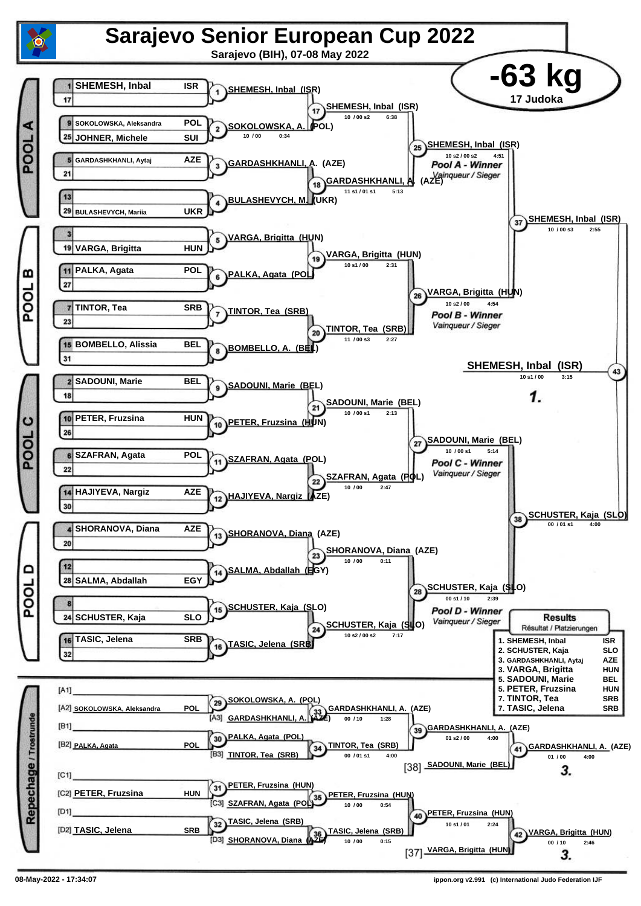# Sarajevo Senior European Cup 2022

**Sarajevo (BIH), 07-08 May 2022**

## -63 kg

17 Judoka

### POOL A

| Seed | Name | Country |
|---|---|---|
| 1 | SHEMESH, Inbal | ISR |
| 17 | | |
| 9 | SOKOLOWSKA, Aleksandra | POL |
| 25 | JOHNER, Michele | SUI |
| 5 | GARDASHKHANLI, Aytaj | AZE |
| 21 | | |
| 13 | | |
| 29 | BULASHEVYCH, Mariia | UKR |

- 1: SHEMESH, Inbal (ISR)
- 2: SOKOLOWSKA, A. (POL) — 10 / 00 — 0:34
- 3: GARDASHKHANLI, A. (AZE)
- 4: BULASHEVYCH, M. (UKR)
- 17: SHEMESH, Inbal (ISR) — 10 / 00 s2 — 6:38
- 18: GARDASHKHANLI, A. (AZE) — 11 s1 / 01 s1 — 5:13
- 25: SHEMESH, Inbal (ISR) — 10 s2 / 00 s2 — 4:51 — *Pool A - Winner / Vainqueur / Sieger*

### POOL B

| Seed | Name | Country |
|---|---|---|
| 3 | | |
| 19 | VARGA, Brigitta | HUN |
| 11 | PALKA, Agata | POL |
| 27 | | |
| 7 | TINTOR, Tea | SRB |
| 23 | | |
| 15 | BOMBELLO, Alissia | BEL |
| 31 | | |

- 5: VARGA, Brigitta (HUN)
- 6: PALKA, Agata (POL)
- 7: TINTOR, Tea (SRB)
- 8: BOMBELLO, A. (BEL)
- 19: VARGA, Brigitta (HUN) — 10 s1 / 00 — 2:31
- 20: TINTOR, Tea (SRB) — 11 / 00 s3 — 2:27
- 26: VARGA, Brigitta (HUN) — 10 s2 / 00 — 4:54 — *Pool B - Winner / Vainqueur / Sieger*

### POOL C

| Seed | Name | Country |
|---|---|---|
| 2 | SADOUNI, Marie | BEL |
| 18 | | |
| 10 | PETER, Fruzsina | HUN |
| 26 | | |
| 6 | SZAFRAN, Agata | POL |
| 22 | | |
| 14 | HAJIYEVA, Nargiz | AZE |
| 30 | | |

- 9: SADOUNI, Marie (BEL)
- 10: PETER, Fruzsina (HUN)
- 11: SZAFRAN, Agata (POL)
- 12: HAJIYEVA, Nargiz (AZE)
- 21: SADOUNI, Marie (BEL) — 10 / 00 s1 — 2:13
- 22: SZAFRAN, Agata (POL) — 10 / 00 — 2:47
- 27: SADOUNI, Marie (BEL) — 10 / 00 s1 — 5:14 — *Pool C - Winner / Vainqueur / Sieger*

### POOL D

| Seed | Name | Country |
|---|---|---|
| 4 | SHORANOVA, Diana | AZE |
| 20 | | |
| 12 | | |
| 28 | SALMA, Abdallah | EGY |
| 8 | | |
| 24 | SCHUSTER, Kaja | SLO |
| 16 | TASIC, Jelena | SRB |
| 32 | | |

- 13: SHORANOVA, Diana (AZE)
- 14: SALMA, Abdallah (EGY)
- 15: SCHUSTER, Kaja (SLO)
- 16: TASIC, Jelena (SRB)
- 23: SHORANOVA, Diana (AZE) — 10 / 00 — 0:11
- 24: SCHUSTER, Kaja (SLO) — 10 s2 / 00 s2 — 7:17
- 28: SCHUSTER, Kaja (SLO) — 00 s1 / 10 — 2:39 — *Pool D - Winner / Vainqueur / Sieger*

### Semi-finals and Final

- 37: SHEMESH, Inbal (ISR) — 10 / 00 s3 — 2:55
- 38: SCHUSTER, Kaja (SLO) — 00 / 01 s1 — 4:00
- 43: **SHEMESH, Inbal (ISR)** — 10 s1 / 00 — 3:15 — **1.**

### Repechage / Trostrunde

- [A1]
- [A2] SOKOLOWSKA, Aleksandra — POL
- 29: SOKOLOWSKA, A. (POL)
- [A3] GARDASHKHANLI, A. (AZE)
- 33: GARDASHKHANLI, A. (AZE) — 00 / 10 — 1:28
- [B1]
- [B2] PALKA, Agata — POL
- 30: PALKA, Agata (POL)
- [B3] TINTOR, Tea (SRB)
- 34: TINTOR, Tea (SRB) — 00 / 01 s1 — 4:00
- 39: GARDASHKHANLI, A. (AZE) — 01 s2 / 00 — 4:00
- [38] SADOUNI, Marie (BEL)
- 41: GARDASHKHANLI, A. (AZE) — 01 / 00 — 4:00 — **3.**
- [C1]
- [C2] PETER, Fruzsina — HUN
- 31: PETER, Fruzsina (HUN)
- [C3] SZAFRAN, Agata (POL)
- 35: PETER, Fruzsina (HUN) — 10 / 00 — 0:54
- [D1]
- [D2] TASIC, Jelena — SRB
- 32: TASIC, Jelena (SRB)
- [D3] SHORANOVA, Diana (AZE)
- 36: TASIC, Jelena (SRB) — 10 / 00 — 0:15
- 40: PETER, Fruzsina (HUN) — 10 s1 / 01 — 2:24
- [37] VARGA, Brigitta (HUN)
- 42: VARGA, Brigitta (HUN) — 00 / 10 — 2:46 — **3.**

### Results / Résultat / Platzierungen

| Place | Name | Country |
|---|---|---|
| 1. | SHEMESH, Inbal | ISR |
| 2. | SCHUSTER, Kaja | SLO |
| 3. | GARDASHKHANLI, Aytaj | AZE |
| 3. | VARGA, Brigitta | HUN |
| 5. | SADOUNI, Marie | BEL |
| 5. | PETER, Fruzsina | HUN |
| 7. | TINTOR, Tea | SRB |
| 7. | TASIC, Jelena | SRB |

08-May-2022 - 17:34:07 — ippon.org v2.991 (c) International Judo Federation IJF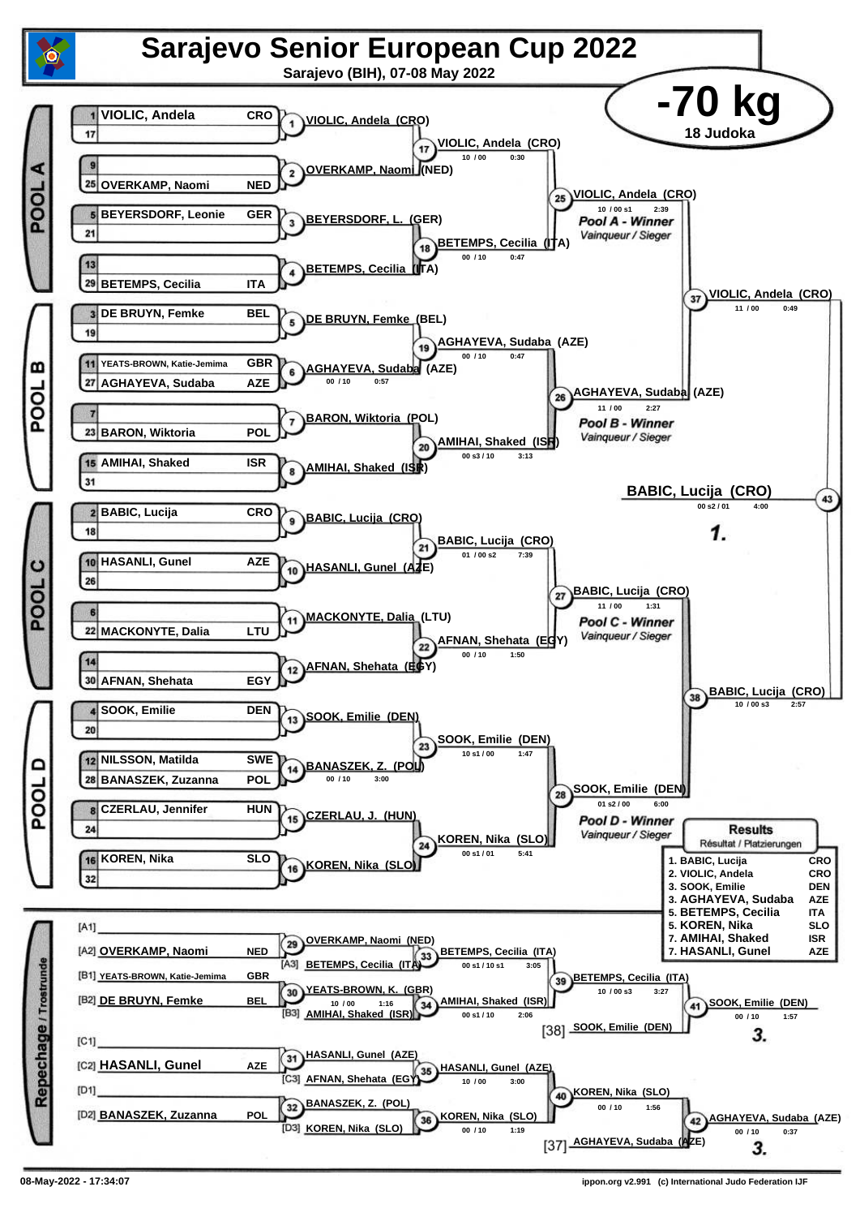# Sarajevo Senior European Cup 2022

Sarajevo (BIH), 07-08 May 2022

## -70 kg

18 Judoka

### POOL A

| Seed | Name | Nation |
|---|---|---|
| 1 | VIOLIC, Andela | CRO |
| 17 | | |
| 9 | | |
| 25 | OVERKAMP, Naomi | NED |
| 5 | BEYERSDORF, Leonie | GER |
| 21 | | |
| 13 | | |
| 29 | BETEMPS, Cecilia | ITA |

- (1) VIOLIC, Andela (CRO)
- (2) OVERKAMP, Naomi (NED)
- (3) BEYERSDORF, L. (GER)
- (4) BETEMPS, Cecilia (ITA)
- (17) VIOLIC, Andela (CRO) — 10 / 00 — 0:30
- (18) BETEMPS, Cecilia (ITA) — 00 / 10 — 0:47
- (25) VIOLIC, Andela (CRO) — 10 / 00 s1 — 2:39 — *Pool A - Winner* Vainqueur / Sieger

### POOL B

| Seed | Name | Nation |
|---|---|---|
| 3 | DE BRUYN, Femke | BEL |
| 19 | | |
| 11 | YEATS-BROWN, Katie-Jemima | GBR |
| 27 | AGHAYEVA, Sudaba | AZE |
| 7 | | |
| 23 | BARON, Wiktoria | POL |
| 15 | AMIHAI, Shaked | ISR |
| 31 | | |

- (5) DE BRUYN, Femke (BEL)
- (6) AGHAYEVA, Sudaba (AZE) — 00 / 10 — 0:57
- (7) BARON, Wiktoria (POL)
- (8) AMIHAI, Shaked (ISR)
- (19) AGHAYEVA, Sudaba (AZE) — 00 / 10 — 0:47
- (20) AMIHAI, Shaked (ISR) — 00 s3 / 10 — 3:13
- (26) AGHAYEVA, Sudaba (AZE) — 11 / 00 — 2:27 — *Pool B - Winner* Vainqueur / Sieger

- (37) VIOLIC, Andela (CRO) — 11 / 00 — 0:49

### POOL C

| Seed | Name | Nation |
|---|---|---|
| 2 | BABIC, Lucija | CRO |
| 18 | | |
| 10 | HASANLI, Gunel | AZE |
| 26 | | |
| 6 | | |
| 22 | MACKONYTE, Dalia | LTU |
| 14 | | |
| 30 | AFNAN, Shehata | EGY |

- (9) BABIC, Lucija (CRO)
- (10) HASANLI, Gunel (AZE)
- (11) MACKONYTE, Dalia (LTU)
- (12) AFNAN, Shehata (EGY)
- (21) BABIC, Lucija (CRO) — 01 / 00 s2 — 7:39
- (22) AFNAN, Shehata (EGY) — 00 / 10 — 1:50
- (27) BABIC, Lucija (CRO) — 11 / 00 — 1:31 — *Pool C - Winner* Vainqueur / Sieger

### POOL D

| Seed | Name | Nation |
|---|---|---|
| 4 | SOOK, Emilie | DEN |
| 20 | | |
| 12 | NILSSON, Matilda | SWE |
| 28 | BANASZEK, Zuzanna | POL |
| 8 | CZERLAU, Jennifer | HUN |
| 24 | | |
| 16 | KOREN, Nika | SLO |
| 32 | | |

- (13) SOOK, Emilie (DEN)
- (14) BANASZEK, Z. (POL) — 00 / 10 — 3:00
- (15) CZERLAU, J. (HUN)
- (16) KOREN, Nika (SLO)
- (23) SOOK, Emilie (DEN) — 10 s1 / 00 — 1:47
- (24) KOREN, Nika (SLO) — 00 s1 / 01 — 5:41
- (28) SOOK, Emilie (DEN) — 01 s2 / 00 — 6:00 — *Pool D - Winner* Vainqueur / Sieger

- (38) BABIC, Lucija (CRO) — 10 / 00 s3 — 2:57

### Final

- (43) BABIC, Lucija (CRO) — 00 s2 / 01 — 4:00 — **1.**

### Repechage / Trostrunde

- [A1]
- [A2] OVERKAMP, Naomi — NED
- (29) OVERKAMP, Naomi (NED)
- [A3] BETEMPS, Cecilia (ITA)
- (33) BETEMPS, Cecilia (ITA) — 00 s1 / 10 s1 — 3:05
- [B1] YEATS-BROWN, Katie-Jemima — GBR
- [B2] DE BRUYN, Femke — BEL
- (30) YEATS-BROWN, K. (GBR) — 10 / 00 — 1:16
- [B3] AMIHAI, Shaked (ISR)
- (34) AMIHAI, Shaked (ISR) — 00 s1 / 10 — 2:06
- (39) BETEMPS, Cecilia (ITA) — 10 / 00 s3 — 3:27
- [38] SOOK, Emilie (DEN)
- (41) SOOK, Emilie (DEN) — 00 / 10 — 1:57 — **3.**
- [C1]
- [C2] HASANLI, Gunel — AZE
- (31) HASANLI, Gunel (AZE)
- [C3] AFNAN, Shehata (EGY)
- (35) HASANLI, Gunel (AZE) — 10 / 00 — 3:00
- [D1]
- [D2] BANASZEK, Zuzanna — POL
- (32) BANASZEK, Z. (POL)
- [D3] KOREN, Nika (SLO)
- (36) KOREN, Nika (SLO) — 00 / 10 — 1:19
- (40) KOREN, Nika (SLO) — 00 / 10 — 1:56
- [37] AGHAYEVA, Sudaba (AZE)
- (42) AGHAYEVA, Sudaba (AZE) — 00 / 10 — 0:37 — **3.**

### Results

Résultat / Platzierungen

| Place | Name | Nation |
|---|---|---|
| 1. | BABIC, Lucija | CRO |
| 2. | VIOLIC, Andela | CRO |
| 3. | SOOK, Emilie | DEN |
| 3. | AGHAYEVA, Sudaba | AZE |
| 5. | BETEMPS, Cecilia | ITA |
| 5. | KOREN, Nika | SLO |
| 7. | AMIHAI, Shaked | ISR |
| 7. | HASANLI, Gunel | AZE |

08-May-2022 - 17:34:07 — ippon.org v2.991 (c) International Judo Federation IJF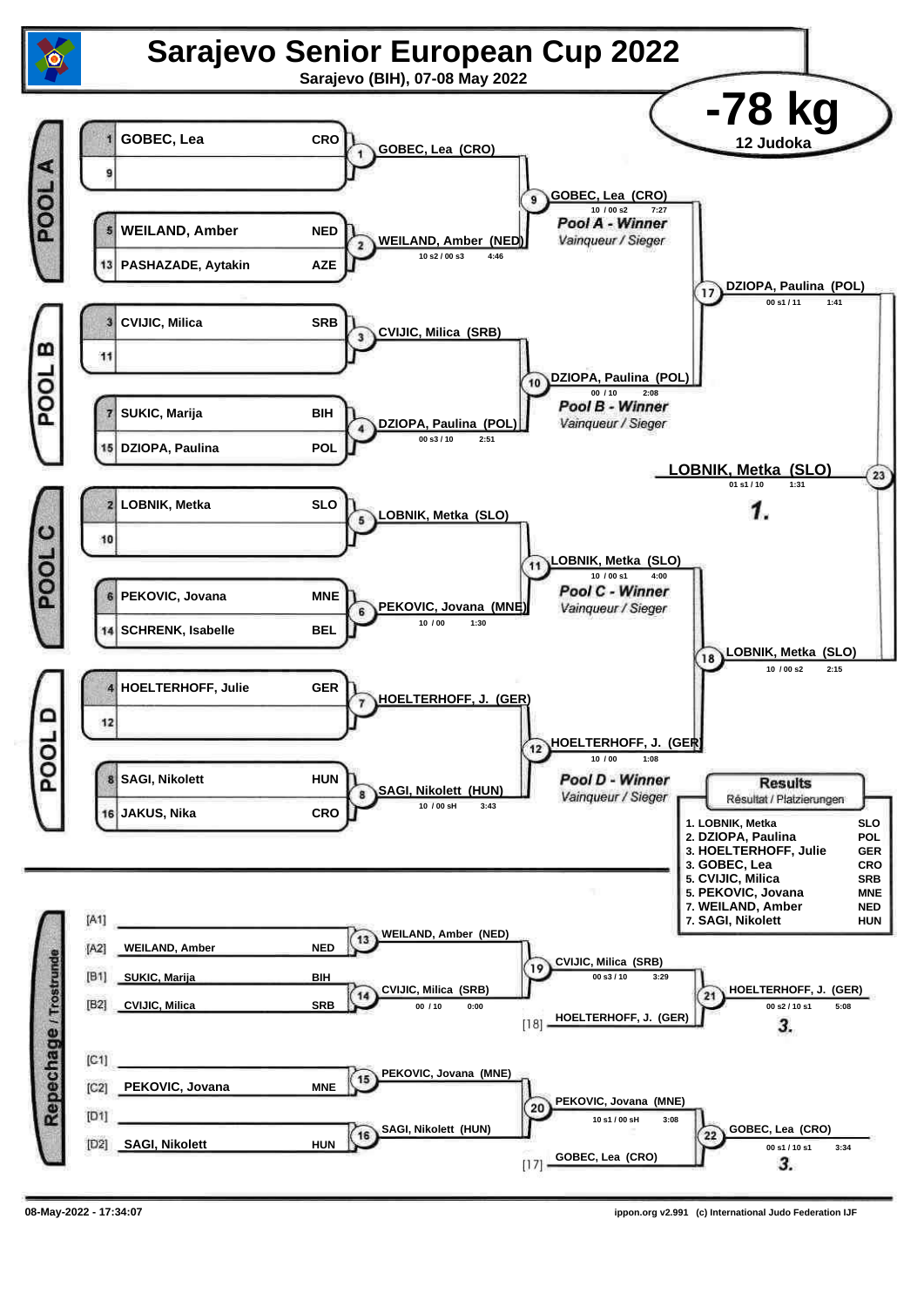# Sarajevo Senior European Cup 2022

**Sarajevo (BIH), 07-08 May 2022**

## -78 kg

12 Judoka

### POOL A

| Seed | Name | Country |
|---|---|---|
| 1 | GOBEC, Lea | CRO |
| 9 | | |
| 5 | WEILAND, Amber | NED |
| 13 | PASHAZADE, Aytakin | AZE |

- Contest 1: GOBEC, Lea (CRO)
- Contest 2: WEILAND, Amber (NED) — 10 s2 / 00 s3 — 4:46
- Contest 9: GOBEC, Lea (CRO) — 10 / 00 s2 — 7:27

*Pool A - Winner*
*Vainqueur / Sieger*

### POOL B

| Seed | Name | Country |
|---|---|---|
| 3 | CVIJIC, Milica | SRB |
| 11 | | |
| 7 | SUKIC, Marija | BIH |
| 15 | DZIOPA, Paulina | POL |

- Contest 3: CVIJIC, Milica (SRB)
- Contest 4: DZIOPA, Paulina (POL) — 00 s3 / 10 — 2:51
- Contest 10: DZIOPA, Paulina (POL) — 00 / 10 — 2:08

*Pool B - Winner*
*Vainqueur / Sieger*

- Contest 17: DZIOPA, Paulina (POL) — 00 s1 / 11 — 1:41

### POOL C

| Seed | Name | Country |
|---|---|---|
| 2 | LOBNIK, Metka | SLO |
| 10 | | |
| 6 | PEKOVIC, Jovana | MNE |
| 14 | SCHRENK, Isabelle | BEL |

- Contest 5: LOBNIK, Metka (SLO)
- Contest 6: PEKOVIC, Jovana (MNE) — 10 / 00 — 1:30
- Contest 11: LOBNIK, Metka (SLO) — 10 / 00 s1 — 4:00

*Pool C - Winner*
*Vainqueur / Sieger*

### POOL D

| Seed | Name | Country |
|---|---|---|
| 4 | HOELTERHOFF, Julie | GER |
| 12 | | |
| 8 | SAGI, Nikolett | HUN |
| 16 | JAKUS, Nika | CRO |

- Contest 7: HOELTERHOFF, J. (GER)
- Contest 8: SAGI, Nikolett (HUN) — 10 / 00 sH — 3:43
- Contest 12: HOELTERHOFF, J. (GER) — 10 / 00 — 1:08

*Pool D - Winner*
*Vainqueur / Sieger*

- Contest 18: LOBNIK, Metka (SLO) — 10 / 00 s2 — 2:15

### Final

- Contest 23: **LOBNIK, Metka (SLO)** — 01 s1 / 10 — 1:31 — **1.**

### Repechage / Trostrunde

| Slot | Name | Country |
|---|---|---|
| [A1] | | |
| [A2] | WEILAND, Amber | NED |
| [B1] | SUKIC, Marija | BIH |
| [B2] | CVIJIC, Milica | SRB |
| [C1] | | |
| [C2] | PEKOVIC, Jovana | MNE |
| [D1] | | |
| [D2] | SAGI, Nikolett | HUN |

- Contest 13: WEILAND, Amber (NED)
- Contest 14: CVIJIC, Milica (SRB) — 00 / 10 — 0:00
- Contest 19: CVIJIC, Milica (SRB) — 00 s3 / 10 — 3:29
- [18] HOELTERHOFF, J. (GER)
- Contest 21: HOELTERHOFF, J. (GER) — 00 s2 / 10 s1 — 5:08 — **3.**
- Contest 15: PEKOVIC, Jovana (MNE)
- Contest 16: SAGI, Nikolett (HUN)
- Contest 20: PEKOVIC, Jovana (MNE) — 10 s1 / 00 sH — 3:08
- [17] GOBEC, Lea (CRO)
- Contest 22: GOBEC, Lea (CRO) — 00 s1 / 10 s1 — 3:34 — **3.**

### Results
Résultat / Platzierungen

| Place | Name | Country |
|---|---|---|
| 1. | LOBNIK, Metka | SLO |
| 2. | DZIOPA, Paulina | POL |
| 3. | HOELTERHOFF, Julie | GER |
| 3. | GOBEC, Lea | CRO |
| 5. | CVIJIC, Milica | SRB |
| 5. | PEKOVIC, Jovana | MNE |
| 7. | WEILAND, Amber | NED |
| 7. | SAGI, Nikolett | HUN |

08-May-2022 - 17:34:07 — ippon.org v2.991 (c) International Judo Federation IJF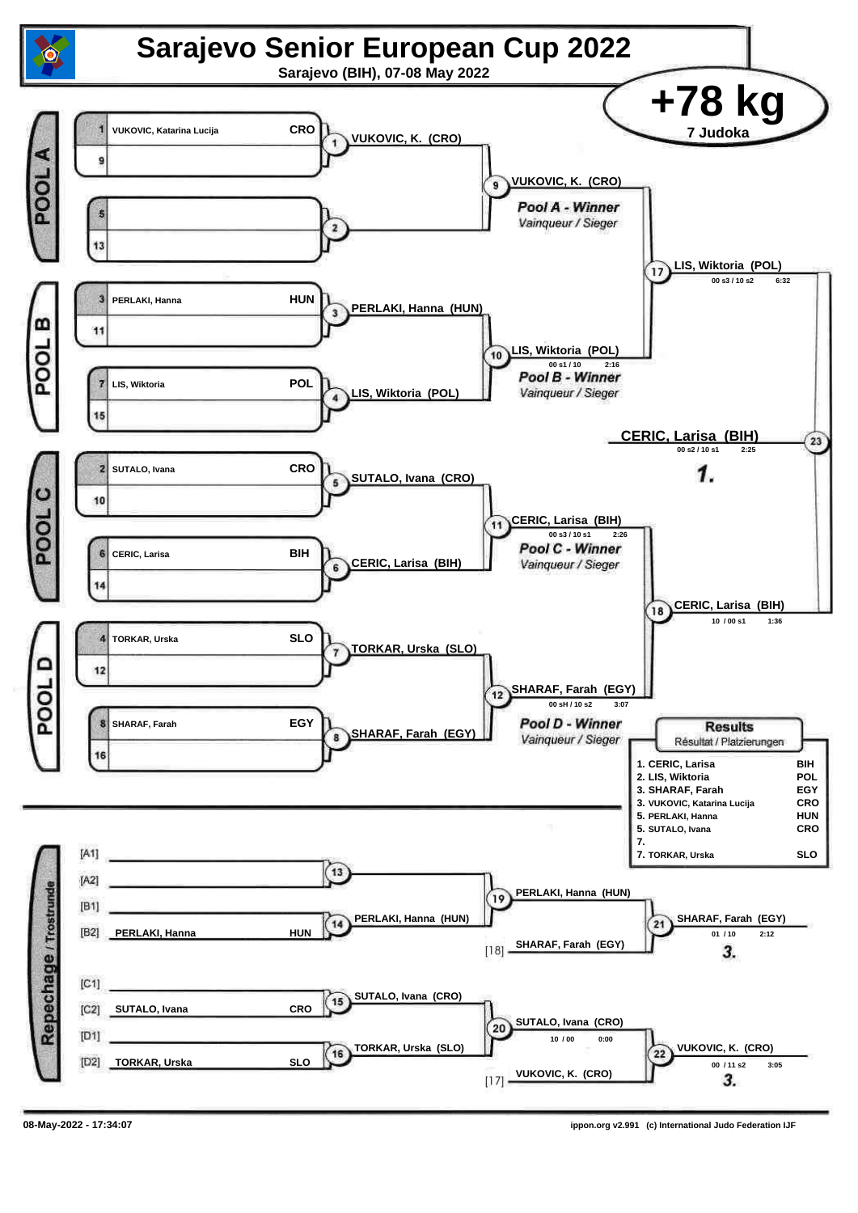# Sarajevo Senior European Cup 2022

**Sarajevo (BIH), 07-08 May 2022**

## +78 kg

7 Judoka

### POOL A

| | | |
|---|---|---|
| 1 | VUKOVIC, Katarina Lucija | CRO |
| 9 | | |
| 5 | | |
| 13 | | |

1 VUKOVIC, K. (CRO)

2

9 VUKOVIC, K. (CRO)

*Pool A - Winner*
*Vainqueur / Sieger*

### POOL B

| | | |
|---|---|---|
| 3 | PERLAKI, Hanna | HUN |
| 11 | | |
| 7 | LIS, Wiktoria | POL |
| 15 | | |

3 PERLAKI, Hanna (HUN)

4 LIS, Wiktoria (POL)

10 LIS, Wiktoria (POL) — 00 s1 / 10 — 2:16

*Pool B - Winner*
*Vainqueur / Sieger*

17 LIS, Wiktoria (POL) — 00 s3 / 10 s2 — 6:32

### POOL C

| | | |
|---|---|---|
| 2 | SUTALO, Ivana | CRO |
| 10 | | |
| 6 | CERIC, Larisa | BIH |
| 14 | | |

5 SUTALO, Ivana (CRO)

6 CERIC, Larisa (BIH)

11 CERIC, Larisa (BIH) — 00 s3 / 10 s1 — 2:26

*Pool C - Winner*
*Vainqueur / Sieger*

### POOL D

| | | |
|---|---|---|
| 4 | TORKAR, Urska | SLO |
| 12 | | |
| 8 | SHARAF, Farah | EGY |
| 16 | | |

7 TORKAR, Urska (SLO)

8 SHARAF, Farah (EGY)

12 SHARAF, Farah (EGY) — 00 sH / 10 s2 — 3:07

*Pool D - Winner*
*Vainqueur / Sieger*

18 CERIC, Larisa (BIH) — 10 / 00 s1 — 1:36

23 CERIC, Larisa (BIH) — 00 s2 / 10 s1 — 2:25

**1.**

### Results
Résultat / Platzierungen

| | | |
|---|---|---|
| 1. | CERIC, Larisa | BIH |
| 2. | LIS, Wiktoria | POL |
| 3. | SHARAF, Farah | EGY |
| 3. | VUKOVIC, Katarina Lucija | CRO |
| 5. | PERLAKI, Hanna | HUN |
| 5. | SUTALO, Ivana | CRO |
| 7. | | |
| 7. | TORKAR, Urska | SLO |

### Repechage / Trostrunde

[A1]

[A2]

13

[B1]

[B2] PERLAKI, Hanna — HUN

14 PERLAKI, Hanna (HUN)

19 PERLAKI, Hanna (HUN)

[18] SHARAF, Farah (EGY)

21 SHARAF, Farah (EGY) — 01 / 10 — 2:12

**3.**

[C1]

[C2] SUTALO, Ivana — CRO

15 SUTALO, Ivana (CRO)

[D1]

[D2] TORKAR, Urska — SLO

16 TORKAR, Urska (SLO)

20 SUTALO, Ivana (CRO) — 10 / 00 — 0:00

[17] VUKOVIC, K. (CRO)

22 VUKOVIC, K. (CRO) — 00 / 11 s2 — 3:05

**3.**

08-May-2022 - 17:34:07

ippon.org v2.991 (c) International Judo Federation IJF